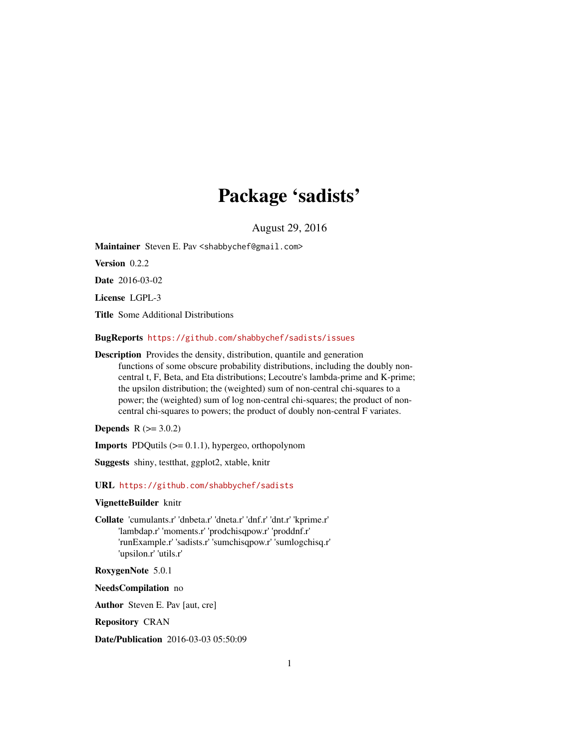# Package 'sadists'

August 29, 2016

**Maintainer** Steven E. Pav <shabbychef@gmail.com>

**Version** 0.2.2

**Date** 2016-03-02

**License** LGPL-3

**Title** Some Additional Distributions

**BugReports** https://github.com/shabbychef/sadists/issues

**Description** Provides the density, distribution, quantile and generation functions of some obscure probability distributions, including the doubly non-central t, F, Beta, and Eta distributions; Lecoutre's lambda-prime and K-prime; the upsilon distribution; the (weighted) sum of non-central chi-squares to a power; the (weighted) sum of log non-central chi-squares; the product of non-central chi-squares to powers; the product of doubly non-central F variates.

**Depends** R (>= 3.0.2)

**Imports** PDQutils (>= 0.1.1), hypergeo, orthopolynom

**Suggests** shiny, testthat, ggplot2, xtable, knitr

**URL** https://github.com/shabbychef/sadists

**VignetteBuilder** knitr

**Collate** 'cumulants.r' 'dnbeta.r' 'dneta.r' 'dnf.r' 'dnt.r' 'kprime.r' 'lambdap.r' 'moments.r' 'prodchisqpow.r' 'proddnf.r' 'runExample.r' 'sadists.r' 'sumchisqpow.r' 'sumlogchisq.r' 'upsilon.r' 'utils.r'

**RoxygenNote** 5.0.1

**NeedsCompilation** no

**Author** Steven E. Pav [aut, cre]

**Repository** CRAN

**Date/Publication** 2016-03-03 05:50:09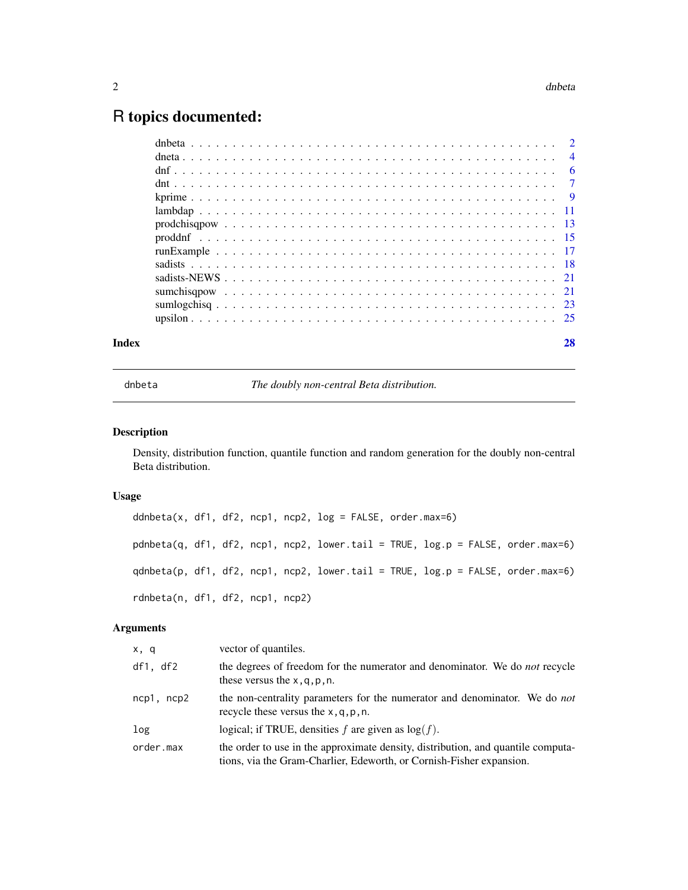# R topics documented:

| | |
|---|---|
| dnbeta | 2 |
| dneta | 4 |
| dnf | 6 |
| dnt | 7 |
| kprime | 9 |
| lambdap | 11 |
| prodchisqpow | 13 |
| proddnf | 15 |
| runExample | 17 |
| sadists | 18 |
| sadists-NEWS | 21 |
| sumchisqpow | 21 |
| sumlogchisq | 23 |
| upsilon | 25 |
| **Index** | **28** |

---

dnbeta — *The doubly non-central Beta distribution.*

---

### Description

Density, distribution function, quantile function and random generation for the doubly non-central Beta distribution.

### Usage

```
ddnbeta(x, df1, df2, ncp1, ncp2, log = FALSE, order.max=6)

pdnbeta(q, df1, df2, ncp1, ncp2, lower.tail = TRUE, log.p = FALSE, order.max=6)

qdnbeta(p, df1, df2, ncp1, ncp2, lower.tail = TRUE, log.p = FALSE, order.max=6)

rdnbeta(n, df1, df2, ncp1, ncp2)
```

### Arguments

| | |
|---|---|
| `x, q` | vector of quantiles. |
| `df1, df2` | the degrees of freedom for the numerator and denominator. We do *not* recycle these versus the `x,q,p,n`. |
| `ncp1, ncp2` | the non-centrality parameters for the numerator and denominator. We do *not* recycle these versus the `x,q,p,n`. |
| `log` | logical; if TRUE, densities $f$ are given as $\log(f)$. |
| `order.max` | the order to use in the approximate density, distribution, and quantile computations, via the Gram-Charlier, Edeworth, or Cornish-Fisher expansion. |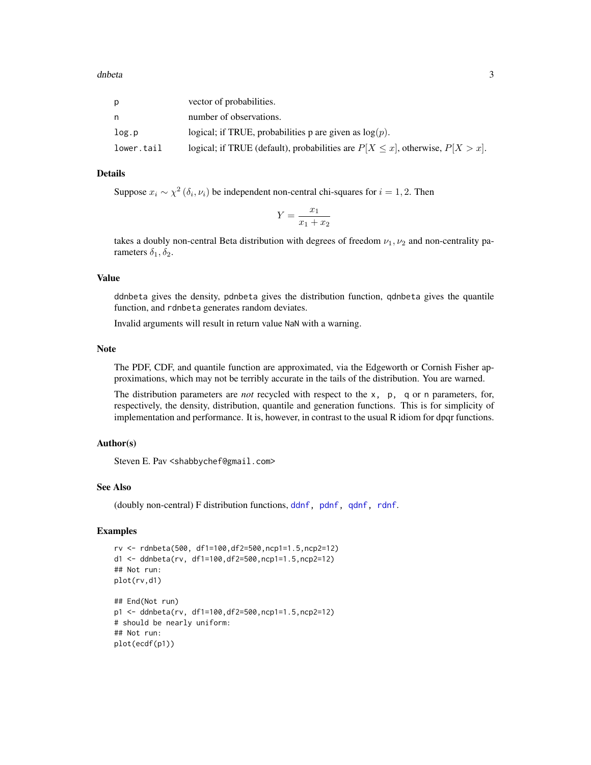| | |
|---|---|
| p | vector of probabilities. |
| n | number of observations. |
| log.p | logical; if TRUE, probabilities p are given as $\log(p)$. |
| lower.tail | logical; if TRUE (default), probabilities are $P[X \le x]$, otherwise, $P[X > x]$. |

## Details

Suppose $x_i \sim \chi^2(\delta_i, \nu_i)$ be independent non-central chi-squares for $i = 1, 2$. Then

$$Y = \frac{x_1}{x_1 + x_2}$$

takes a doubly non-central Beta distribution with degrees of freedom $\nu_1, \nu_2$ and non-centrality parameters $\delta_1, \delta_2$.

## Value

ddnbeta gives the density, pdnbeta gives the distribution function, qdnbeta gives the quantile function, and rdnbeta generates random deviates.

Invalid arguments will result in return value NaN with a warning.

## Note

The PDF, CDF, and quantile function are approximated, via the Edgeworth or Cornish Fisher approximations, which may not be terribly accurate in the tails of the distribution. You are warned.

The distribution parameters are *not* recycled with respect to the x, p, q or n parameters, for, respectively, the density, distribution, quantile and generation functions. This is for simplicity of implementation and performance. It is, however, in contrast to the usual R idiom for dpqr functions.

## Author(s)

Steven E. Pav <shabbychef@gmail.com>

## See Also

(doubly non-central) F distribution functions, ddnf, pdnf, qdnf, rdnf.

## Examples

```
rv <- rdnbeta(500, df1=100,df2=500,ncp1=1.5,ncp2=12)
d1 <- ddnbeta(rv, df1=100,df2=500,ncp1=1.5,ncp2=12)
## Not run:
plot(rv,d1)

## End(Not run)
p1 <- ddnbeta(rv, df1=100,df2=500,ncp1=1.5,ncp2=12)
# should be nearly uniform:
## Not run:
plot(ecdf(p1))
```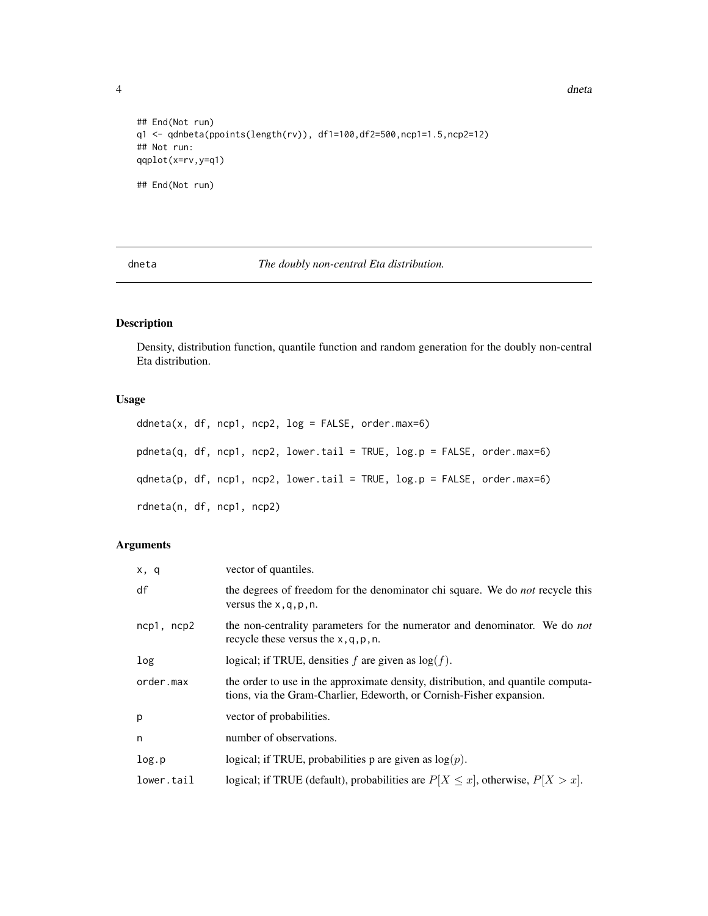```
## End(Not run)
q1 <- qdnbeta(ppoints(length(rv)), df1=100,df2=500,ncp1=1.5,ncp2=12)
## Not run:
qqplot(x=rv,y=q1)

## End(Not run)
```

---

## dneta — *The doubly non-central Eta distribution.*

---

### Description

Density, distribution function, quantile function and random generation for the doubly non-central Eta distribution.

### Usage

```
ddneta(x, df, ncp1, ncp2, log = FALSE, order.max=6)

pdneta(q, df, ncp1, ncp2, lower.tail = TRUE, log.p = FALSE, order.max=6)

qdneta(p, df, ncp1, ncp2, lower.tail = TRUE, log.p = FALSE, order.max=6)

rdneta(n, df, ncp1, ncp2)
```

### Arguments

| | |
|---|---|
| `x, q` | vector of quantiles. |
| `df` | the degrees of freedom for the denominator chi square. We do *not* recycle this versus the `x,q,p,n`. |
| `ncp1, ncp2` | the non-centrality parameters for the numerator and denominator. We do *not* recycle these versus the `x,q,p,n`. |
| `log` | logical; if TRUE, densities $f$ are given as $\log(f)$. |
| `order.max` | the order to use in the approximate density, distribution, and quantile computations, via the Gram-Charlier, Edeworth, or Cornish-Fisher expansion. |
| `p` | vector of probabilities. |
| `n` | number of observations. |
| `log.p` | logical; if TRUE, probabilities p are given as $\log(p)$. |
| `lower.tail` | logical; if TRUE (default), probabilities are $P[X \le x]$, otherwise, $P[X > x]$. |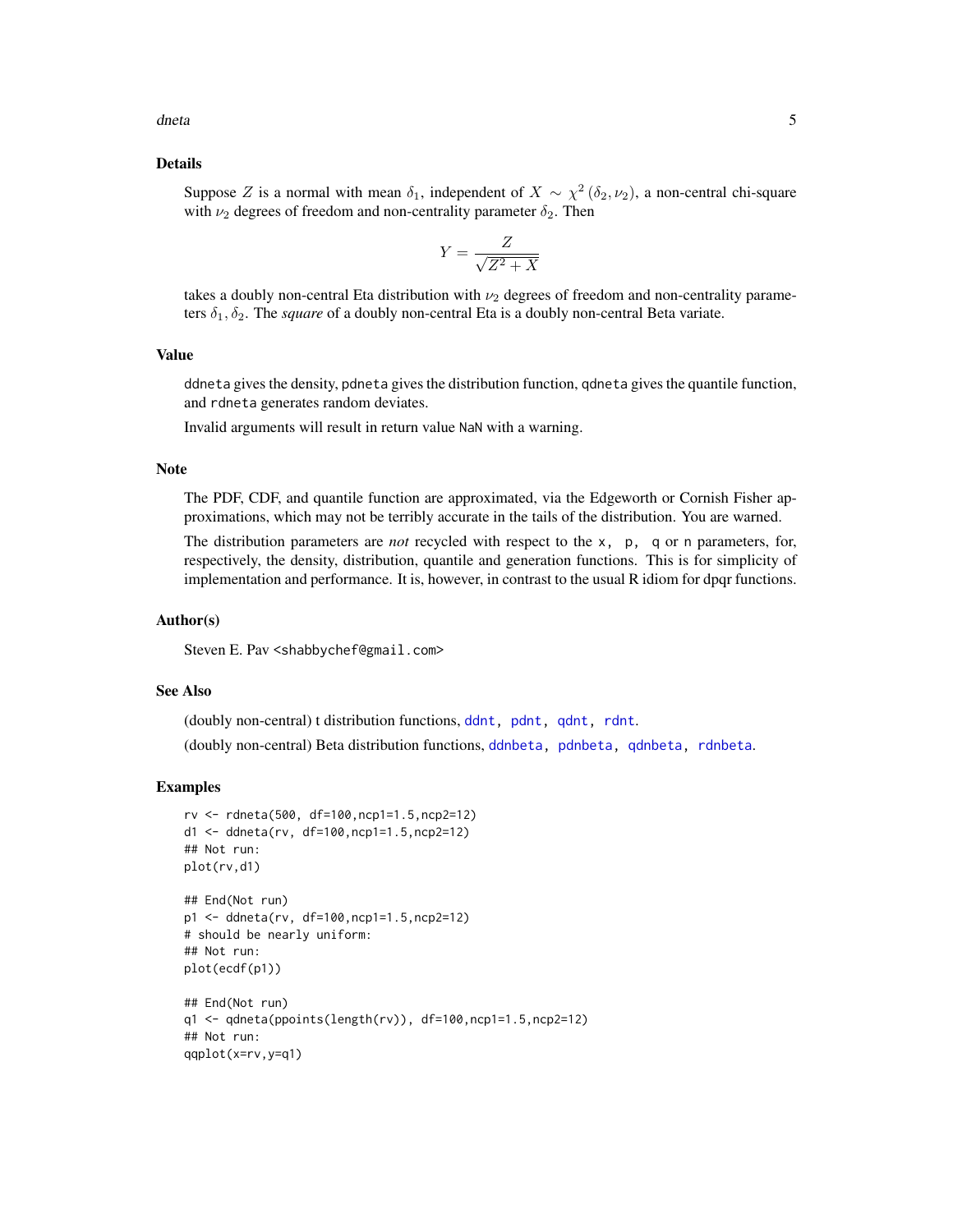## Details

Suppose $Z$ is a normal with mean $\delta_1$, independent of $X \sim \chi^2(\delta_2, \nu_2)$, a non-central chi-square with $\nu_2$ degrees of freedom and non-centrality parameter $\delta_2$. Then

$$Y = \frac{Z}{\sqrt{Z^2 + X}}$$

takes a doubly non-central Eta distribution with $\nu_2$ degrees of freedom and non-centrality parameters $\delta_1, \delta_2$. The *square* of a doubly non-central Eta is a doubly non-central Beta variate.

## Value

`ddneta` gives the density, `pdneta` gives the distribution function, `qdneta` gives the quantile function, and `rdneta` generates random deviates.

Invalid arguments will result in return value `NaN` with a warning.

## Note

The PDF, CDF, and quantile function are approximated, via the Edgeworth or Cornish Fisher approximations, which may not be terribly accurate in the tails of the distribution. You are warned.

The distribution parameters are *not* recycled with respect to the `x, p, q` or `n` parameters, for, respectively, the density, distribution, quantile and generation functions. This is for simplicity of implementation and performance. It is, however, in contrast to the usual R idiom for dpqr functions.

## Author(s)

Steven E. Pav <shabbychef@gmail.com>

## See Also

(doubly non-central) t distribution functions, `ddnt`, `pdnt`, `qdnt`, `rdnt`.

(doubly non-central) Beta distribution functions, `ddnbeta`, `pdnbeta`, `qdnbeta`, `rdnbeta`.

## Examples

```
rv <- rdneta(500, df=100,ncp1=1.5,ncp2=12)
d1 <- ddneta(rv, df=100,ncp1=1.5,ncp2=12)
## Not run:
plot(rv,d1)

## End(Not run)
p1 <- ddneta(rv, df=100,ncp1=1.5,ncp2=12)
# should be nearly uniform:
## Not run:
plot(ecdf(p1))

## End(Not run)
q1 <- qdneta(ppoints(length(rv)), df=100,ncp1=1.5,ncp2=12)
## Not run:
qqplot(x=rv,y=q1)
```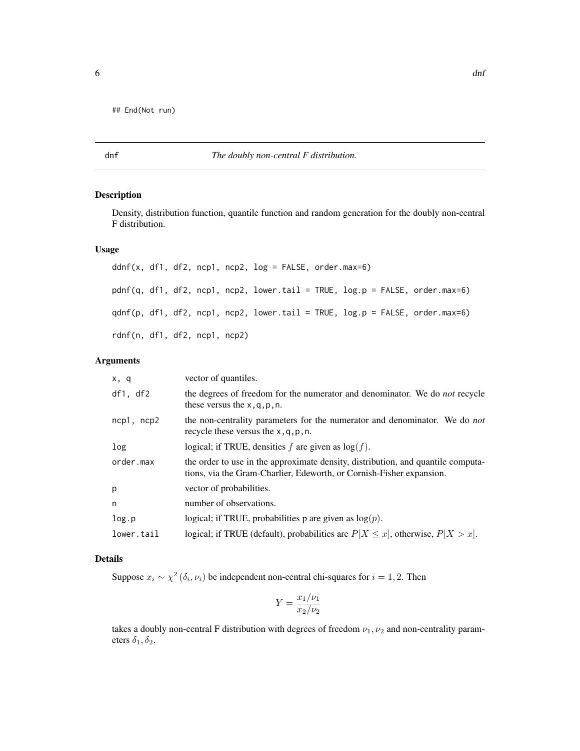```
## End(Not run)
```

## dnf — *The doubly non-central F distribution.*

### Description

Density, distribution function, quantile function and random generation for the doubly non-central F distribution.

### Usage

```
ddnf(x, df1, df2, ncp1, ncp2, log = FALSE, order.max=6)

pdnf(q, df1, df2, ncp1, ncp2, lower.tail = TRUE, log.p = FALSE, order.max=6)

qdnf(p, df1, df2, ncp1, ncp2, lower.tail = TRUE, log.p = FALSE, order.max=6)

rdnf(n, df1, df2, ncp1, ncp2)
```

### Arguments

| | |
|---|---|
| x, q | vector of quantiles. |
| df1, df2 | the degrees of freedom for the numerator and denominator. We do *not* recycle these versus the x,q,p,n. |
| ncp1, ncp2 | the non-centrality parameters for the numerator and denominator. We do *not* recycle these versus the x,q,p,n. |
| log | logical; if TRUE, densities $f$ are given as $\log(f)$. |
| order.max | the order to use in the approximate density, distribution, and quantile computations, via the Gram-Charlier, Edeworth, or Cornish-Fisher expansion. |
| p | vector of probabilities. |
| n | number of observations. |
| log.p | logical; if TRUE, probabilities p are given as $\log(p)$. |
| lower.tail | logical; if TRUE (default), probabilities are $P[X \le x]$, otherwise, $P[X > x]$. |

### Details

Suppose $x_i \sim \chi^2(\delta_i, \nu_i)$ be independent non-central chi-squares for $i = 1, 2$. Then

$$Y = \frac{x_1/\nu_1}{x_2/\nu_2}$$

takes a doubly non-central F distribution with degrees of freedom $\nu_1, \nu_2$ and non-centrality parameters $\delta_1, \delta_2$.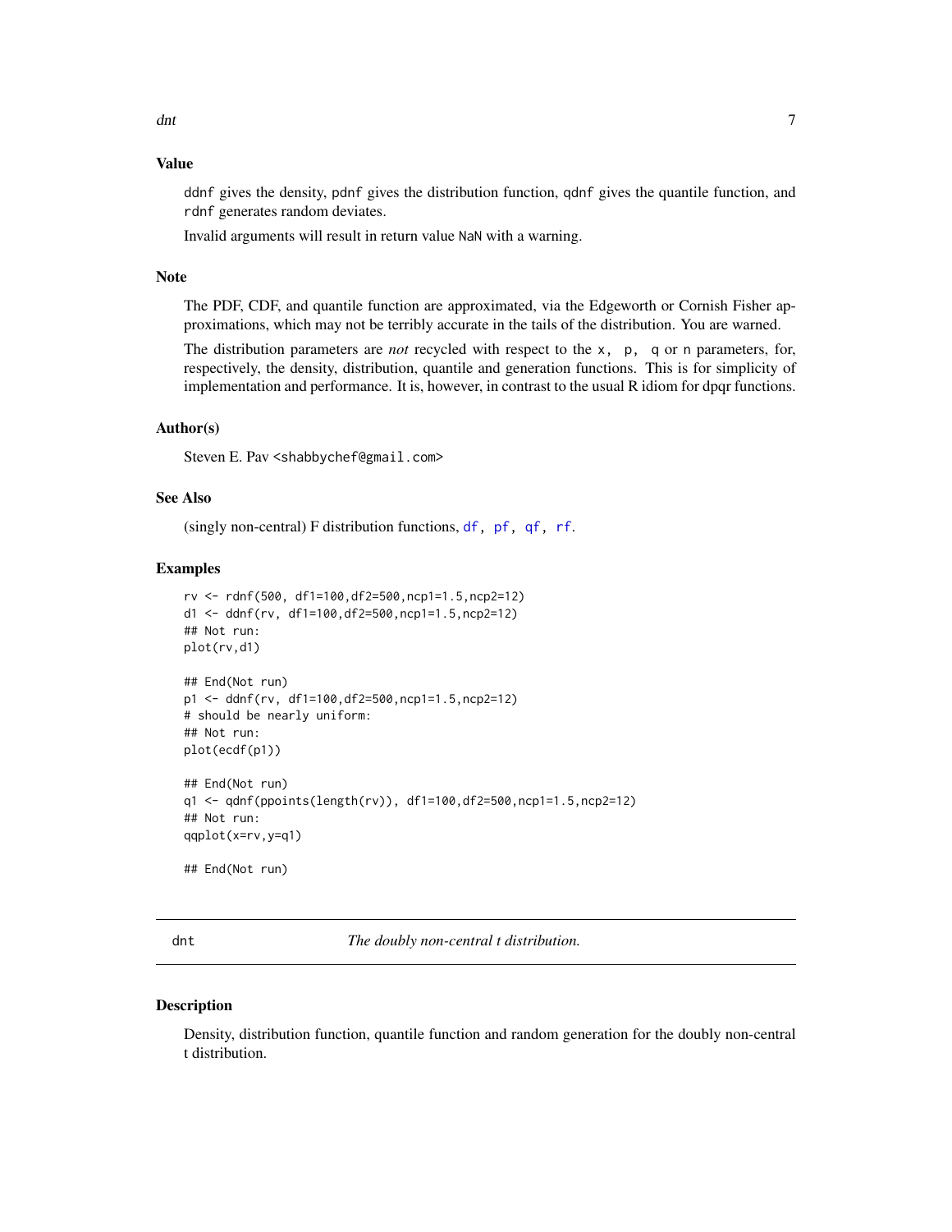## Value

ddnf gives the density, pdnf gives the distribution function, qdnf gives the quantile function, and rdnf generates random deviates.

Invalid arguments will result in return value NaN with a warning.

## Note

The PDF, CDF, and quantile function are approximated, via the Edgeworth or Cornish Fisher approximations, which may not be terribly accurate in the tails of the distribution. You are warned.

The distribution parameters are *not* recycled with respect to the x, p, q or n parameters, for, respectively, the density, distribution, quantile and generation functions. This is for simplicity of implementation and performance. It is, however, in contrast to the usual R idiom for dpqr functions.

## Author(s)

Steven E. Pav <shabbychef@gmail.com>

## See Also

(singly non-central) F distribution functions, df, pf, qf, rf.

## Examples

```
rv <- rdnf(500, df1=100,df2=500,ncp1=1.5,ncp2=12)
d1 <- ddnf(rv, df1=100,df2=500,ncp1=1.5,ncp2=12)
## Not run:
plot(rv,d1)

## End(Not run)
p1 <- ddnf(rv, df1=100,df2=500,ncp1=1.5,ncp2=12)
# should be nearly uniform:
## Not run:
plot(ecdf(p1))

## End(Not run)
q1 <- qdnf(ppoints(length(rv)), df1=100,df2=500,ncp1=1.5,ncp2=12)
## Not run:
qqplot(x=rv,y=q1)

## End(Not run)
```

---

# dnt — *The doubly non-central t distribution.*

## Description

Density, distribution function, quantile function and random generation for the doubly non-central t distribution.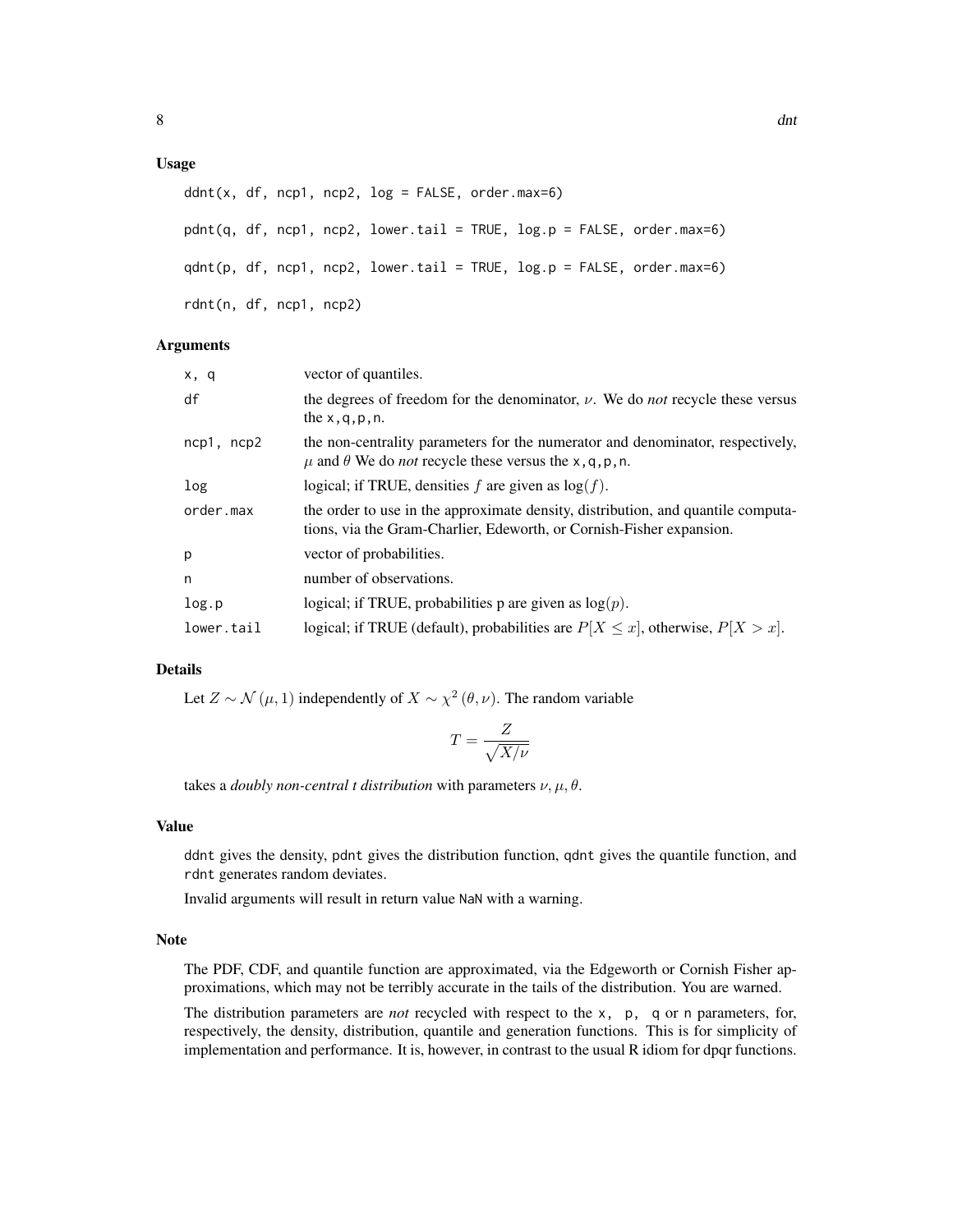## Usage

```
ddnt(x, df, ncp1, ncp2, log = FALSE, order.max=6)

pdnt(q, df, ncp1, ncp2, lower.tail = TRUE, log.p = FALSE, order.max=6)

qdnt(p, df, ncp1, ncp2, lower.tail = TRUE, log.p = FALSE, order.max=6)

rdnt(n, df, ncp1, ncp2)
```

## Arguments

| | |
|---|---|
| `x, q` | vector of quantiles. |
| `df` | the degrees of freedom for the denominator, $\nu$. We do *not* recycle these versus the `x,q,p,n`. |
| `ncp1, ncp2` | the non-centrality parameters for the numerator and denominator, respectively, $\mu$ and $\theta$ We do *not* recycle these versus the `x,q,p,n`. |
| `log` | logical; if TRUE, densities $f$ are given as $\log(f)$. |
| `order.max` | the order to use in the approximate density, distribution, and quantile computations, via the Gram-Charlier, Edeworth, or Cornish-Fisher expansion. |
| `p` | vector of probabilities. |
| `n` | number of observations. |
| `log.p` | logical; if TRUE, probabilities p are given as $\log(p)$. |
| `lower.tail` | logical; if TRUE (default), probabilities are $P[X \le x]$, otherwise, $P[X > x]$. |

## Details

Let $Z \sim \mathcal{N}(\mu, 1)$ independently of $X \sim \chi^2(\theta, \nu)$. The random variable

$$T = \frac{Z}{\sqrt{X/\nu}}$$

takes a *doubly non-central t distribution* with parameters $\nu, \mu, \theta$.

## Value

`ddnt` gives the density, `pdnt` gives the distribution function, `qdnt` gives the quantile function, and `rdnt` generates random deviates.

Invalid arguments will result in return value `NaN` with a warning.

## Note

The PDF, CDF, and quantile function are approximated, via the Edgeworth or Cornish Fisher approximations, which may not be terribly accurate in the tails of the distribution. You are warned.

The distribution parameters are *not* recycled with respect to the `x, p, q` or `n` parameters, for, respectively, the density, distribution, quantile and generation functions. This is for simplicity of implementation and performance. It is, however, in contrast to the usual R idiom for dpqr functions.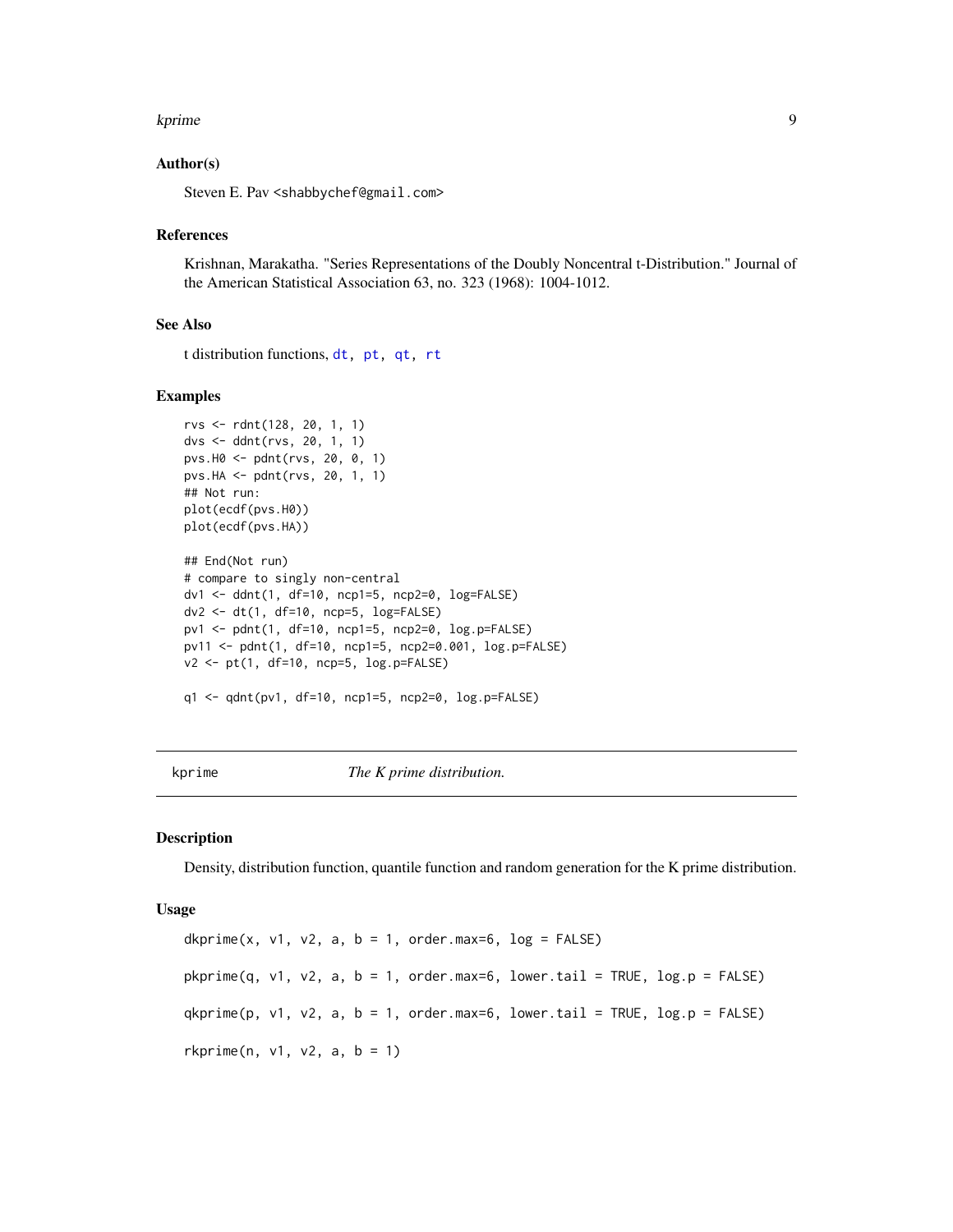### Author(s)

Steven E. Pav <shabbychef@gmail.com>

### References

Krishnan, Marakatha. "Series Representations of the Doubly Noncentral t-Distribution." Journal of the American Statistical Association 63, no. 323 (1968): 1004-1012.

### See Also

t distribution functions, dt, pt, qt, rt

### Examples

```
rvs <- rdnt(128, 20, 1, 1)
dvs <- ddnt(rvs, 20, 1, 1)
pvs.H0 <- pdnt(rvs, 20, 0, 1)
pvs.HA <- pdnt(rvs, 20, 1, 1)
## Not run:
plot(ecdf(pvs.H0))
plot(ecdf(pvs.HA))

## End(Not run)
# compare to singly non-central
dv1 <- ddnt(1, df=10, ncp1=5, ncp2=0, log=FALSE)
dv2 <- dt(1, df=10, ncp=5, log=FALSE)
pv1 <- pdnt(1, df=10, ncp1=5, ncp2=0, log.p=FALSE)
pv11 <- pdnt(1, df=10, ncp1=5, ncp2=0.001, log.p=FALSE)
v2 <- pt(1, df=10, ncp=5, log.p=FALSE)

q1 <- qdnt(pv1, df=10, ncp1=5, ncp2=0, log.p=FALSE)
```

---

## kprime — *The K prime distribution.*

### Description

Density, distribution function, quantile function and random generation for the K prime distribution.

### Usage

```
dkprime(x, v1, v2, a, b = 1, order.max=6, log = FALSE)

pkprime(q, v1, v2, a, b = 1, order.max=6, lower.tail = TRUE, log.p = FALSE)

qkprime(p, v1, v2, a, b = 1, order.max=6, lower.tail = TRUE, log.p = FALSE)

rkprime(n, v1, v2, a, b = 1)
```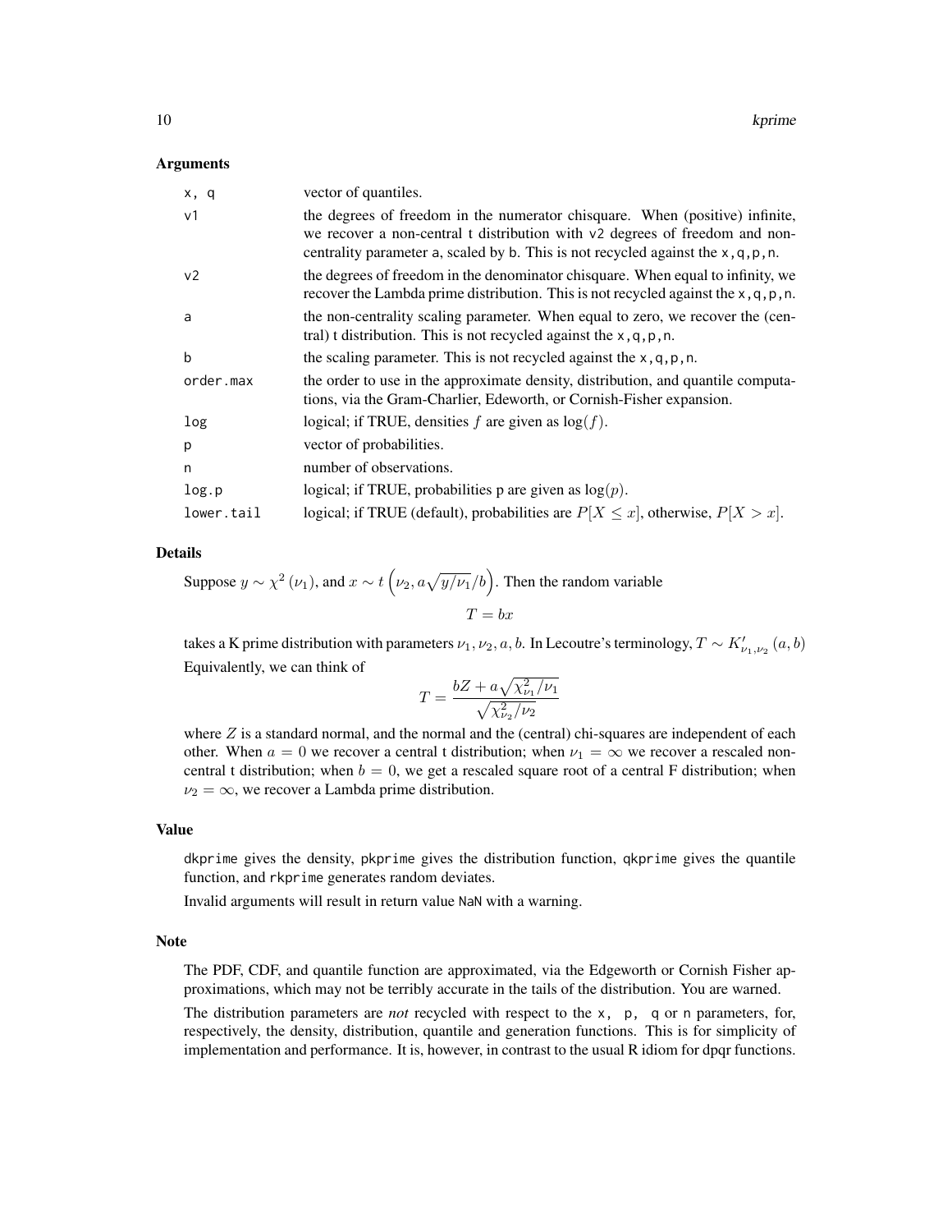### Arguments

| | |
|---|---|
| x, q | vector of quantiles. |
| v1 | the degrees of freedom in the numerator chisquare. When (positive) infinite, we recover a non-central t distribution with v2 degrees of freedom and non-centrality parameter a, scaled by b. This is not recycled against the x,q,p,n. |
| v2 | the degrees of freedom in the denominator chisquare. When equal to infinity, we recover the Lambda prime distribution. This is not recycled against the x,q,p,n. |
| a | the non-centrality scaling parameter. When equal to zero, we recover the (central) t distribution. This is not recycled against the x,q,p,n. |
| b | the scaling parameter. This is not recycled against the x,q,p,n. |
| order.max | the order to use in the approximate density, distribution, and quantile computations, via the Gram-Charlier, Edeworth, or Cornish-Fisher expansion. |
| log | logical; if TRUE, densities $f$ are given as $\log(f)$. |
| p | vector of probabilities. |
| n | number of observations. |
| log.p | logical; if TRUE, probabilities p are given as $\log(p)$. |
| lower.tail | logical; if TRUE (default), probabilities are $P[X \le x]$, otherwise, $P[X > x]$. |

### Details

Suppose $y \sim \chi^2(\nu_1)$, and $x \sim t\left(\nu_2, a\sqrt{y/\nu_1}/b\right)$. Then the random variable

$$T = bx$$

takes a K prime distribution with parameters $\nu_1, \nu_2, a, b$. In Lecoutre's terminology, $T \sim K'_{\nu_1,\nu_2}(a, b)$

Equivalently, we can think of

$$T = \frac{bZ + a\sqrt{\chi^2_{\nu_1}/\nu_1}}{\sqrt{\chi^2_{\nu_2}/\nu_2}}$$

where $Z$ is a standard normal, and the normal and the (central) chi-squares are independent of each other. When $a = 0$ we recover a central t distribution; when $\nu_1 = \infty$ we recover a rescaled non-central t distribution; when $b = 0$, we get a rescaled square root of a central F distribution; when $\nu_2 = \infty$, we recover a Lambda prime distribution.

### Value

dkprime gives the density, pkprime gives the distribution function, qkprime gives the quantile function, and rkprime generates random deviates.

Invalid arguments will result in return value NaN with a warning.

### Note

The PDF, CDF, and quantile function are approximated, via the Edgeworth or Cornish Fisher approximations, which may not be terribly accurate in the tails of the distribution. You are warned.

The distribution parameters are *not* recycled with respect to the x, p, q or n parameters, for, respectively, the density, distribution, quantile and generation functions. This is for simplicity of implementation and performance. It is, however, in contrast to the usual R idiom for dpqr functions.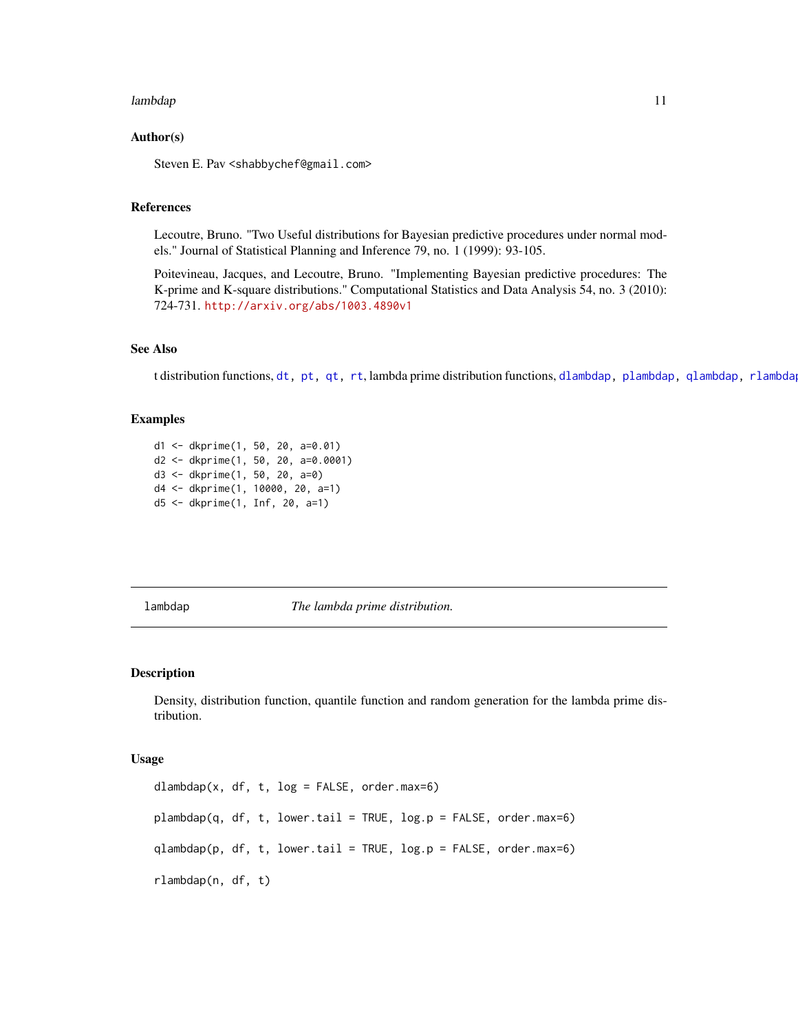### Author(s)

Steven E. Pav <shabbychef@gmail.com>

### References

Lecoutre, Bruno. "Two Useful distributions for Bayesian predictive procedures under normal models." Journal of Statistical Planning and Inference 79, no. 1 (1999): 93-105.

Poitevineau, Jacques, and Lecoutre, Bruno. "Implementing Bayesian predictive procedures: The K-prime and K-square distributions." Computational Statistics and Data Analysis 54, no. 3 (2010): 724-731. http://arxiv.org/abs/1003.4890v1

### See Also

t distribution functions, dt, pt, qt, rt, lambda prime distribution functions, dlambdap, plambdap, qlambdap, rlambdap

### Examples

```
d1 <- dkprime(1, 50, 20, a=0.01)
d2 <- dkprime(1, 50, 20, a=0.0001)
d3 <- dkprime(1, 50, 20, a=0)
d4 <- dkprime(1, 10000, 20, a=1)
d5 <- dkprime(1, Inf, 20, a=1)
```

---

## lambdap — *The lambda prime distribution.*

### Description

Density, distribution function, quantile function and random generation for the lambda prime distribution.

### Usage

```
dlambdap(x, df, t, log = FALSE, order.max=6)

plambdap(q, df, t, lower.tail = TRUE, log.p = FALSE, order.max=6)

qlambdap(p, df, t, lower.tail = TRUE, log.p = FALSE, order.max=6)

rlambdap(n, df, t)
```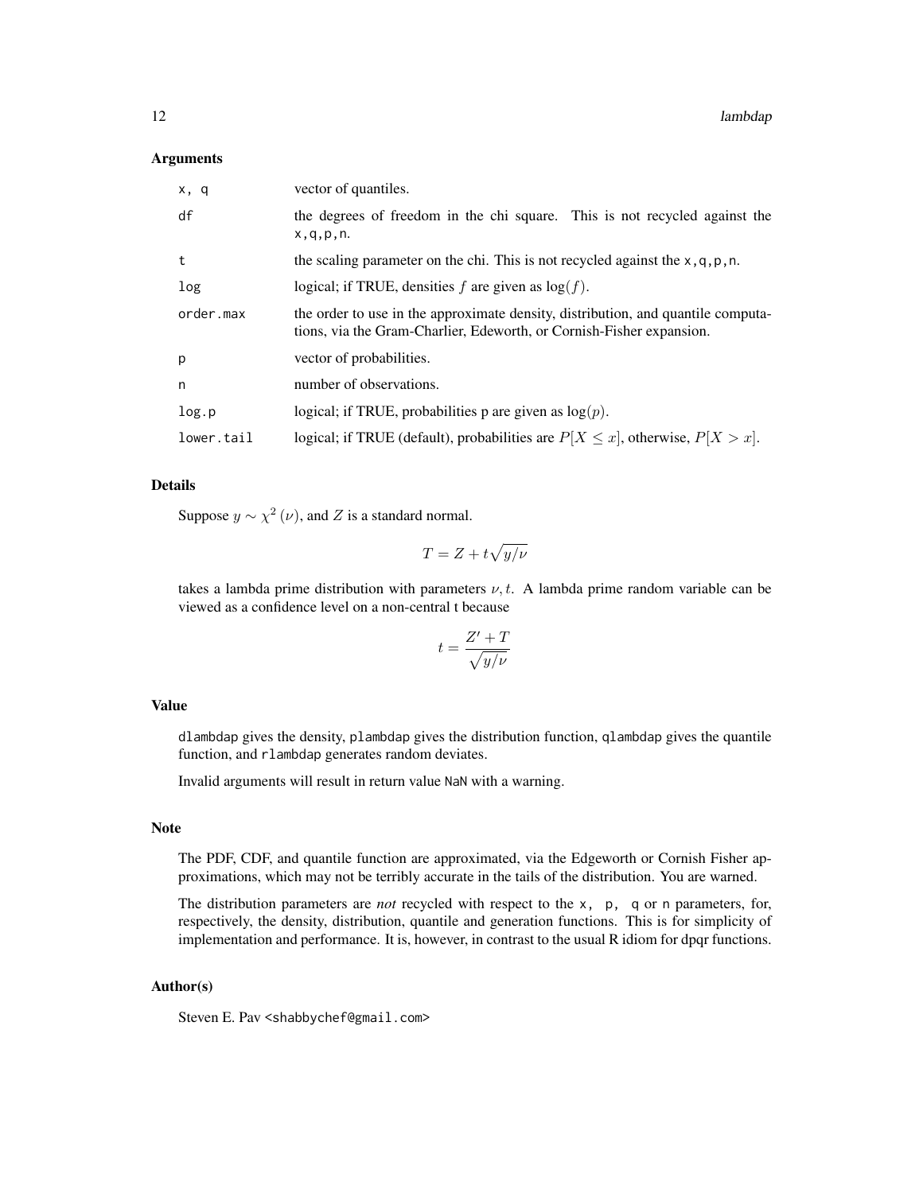### Arguments

| | |
|---|---|
| `x, q` | vector of quantiles. |
| `df` | the degrees of freedom in the chi square. This is not recycled against the `x,q,p,n`. |
| `t` | the scaling parameter on the chi. This is not recycled against the `x,q,p,n`. |
| `log` | logical; if TRUE, densities $f$ are given as $\log(f)$. |
| `order.max` | the order to use in the approximate density, distribution, and quantile computations, via the Gram-Charlier, Edeworth, or Cornish-Fisher expansion. |
| `p` | vector of probabilities. |
| `n` | number of observations. |
| `log.p` | logical; if TRUE, probabilities p are given as $\log(p)$. |
| `lower.tail` | logical; if TRUE (default), probabilities are $P[X \le x]$, otherwise, $P[X > x]$. |

### Details

Suppose $y \sim \chi^2(\nu)$, and $Z$ is a standard normal.

$$T = Z + t\sqrt{y/\nu}$$

takes a lambda prime distribution with parameters $\nu, t$. A lambda prime random variable can be viewed as a confidence level on a non-central t because

$$t = \frac{Z' + T}{\sqrt{y/\nu}}$$

### Value

`dlambdap` gives the density, `plambdap` gives the distribution function, `qlambdap` gives the quantile function, and `rlambdap` generates random deviates.

Invalid arguments will result in return value `NaN` with a warning.

### Note

The PDF, CDF, and quantile function are approximated, via the Edgeworth or Cornish Fisher approximations, which may not be terribly accurate in the tails of the distribution. You are warned.

The distribution parameters are *not* recycled with respect to the `x, p, q` or `n` parameters, for, respectively, the density, distribution, quantile and generation functions. This is for simplicity of implementation and performance. It is, however, in contrast to the usual R idiom for dpqr functions.

### Author(s)

Steven E. Pav <shabbychef@gmail.com>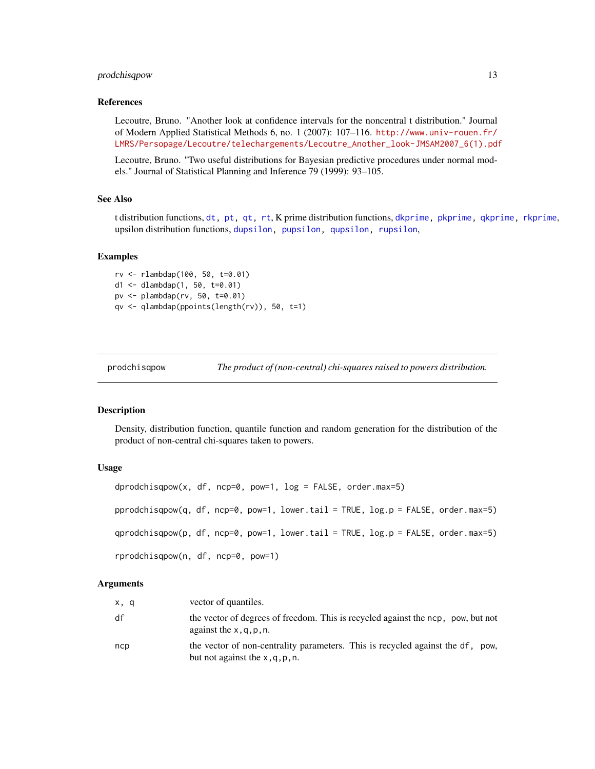### References

Lecoutre, Bruno. "Another look at confidence intervals for the noncentral t distribution." Journal of Modern Applied Statistical Methods 6, no. 1 (2007): 107–116. http://www.univ-rouen.fr/LMRS/Persopage/Lecoutre/telechargements/Lecoutre_Another_look-JMSAM2007_6(1).pdf

Lecoutre, Bruno. "Two useful distributions for Bayesian predictive procedures under normal models." Journal of Statistical Planning and Inference 79 (1999): 93–105.

### See Also

t distribution functions, `dt`, `pt`, `qt`, `rt`, K prime distribution functions, `dkprime`, `pkprime`, `qkprime`, `rkprime`, upsilon distribution functions, `dupsilon`, `pupsilon`, `qupsilon`, `rupsilon`,

### Examples

```
rv <- rlambdap(100, 50, t=0.01)
d1 <- dlambdap(1, 50, t=0.01)
pv <- plambdap(rv, 50, t=0.01)
qv <- qlambdap(ppoints(length(rv)), 50, t=1)
```

---

## prodchisqpow — *The product of (non-central) chi-squares raised to powers distribution.*

### Description

Density, distribution function, quantile function and random generation for the distribution of the product of non-central chi-squares taken to powers.

### Usage

```
dprodchisqpow(x, df, ncp=0, pow=1, log = FALSE, order.max=5)

pprodchisqpow(q, df, ncp=0, pow=1, lower.tail = TRUE, log.p = FALSE, order.max=5)

qprodchisqpow(p, df, ncp=0, pow=1, lower.tail = TRUE, log.p = FALSE, order.max=5)

rprodchisqpow(n, df, ncp=0, pow=1)
```

### Arguments

| | |
|---|---|
| `x, q` | vector of quantiles. |
| `df` | the vector of degrees of freedom. This is recycled against the `ncp, pow`, but not against the `x,q,p,n`. |
| `ncp` | the vector of non-centrality parameters. This is recycled against the `df, pow`, but not against the `x,q,p,n`. |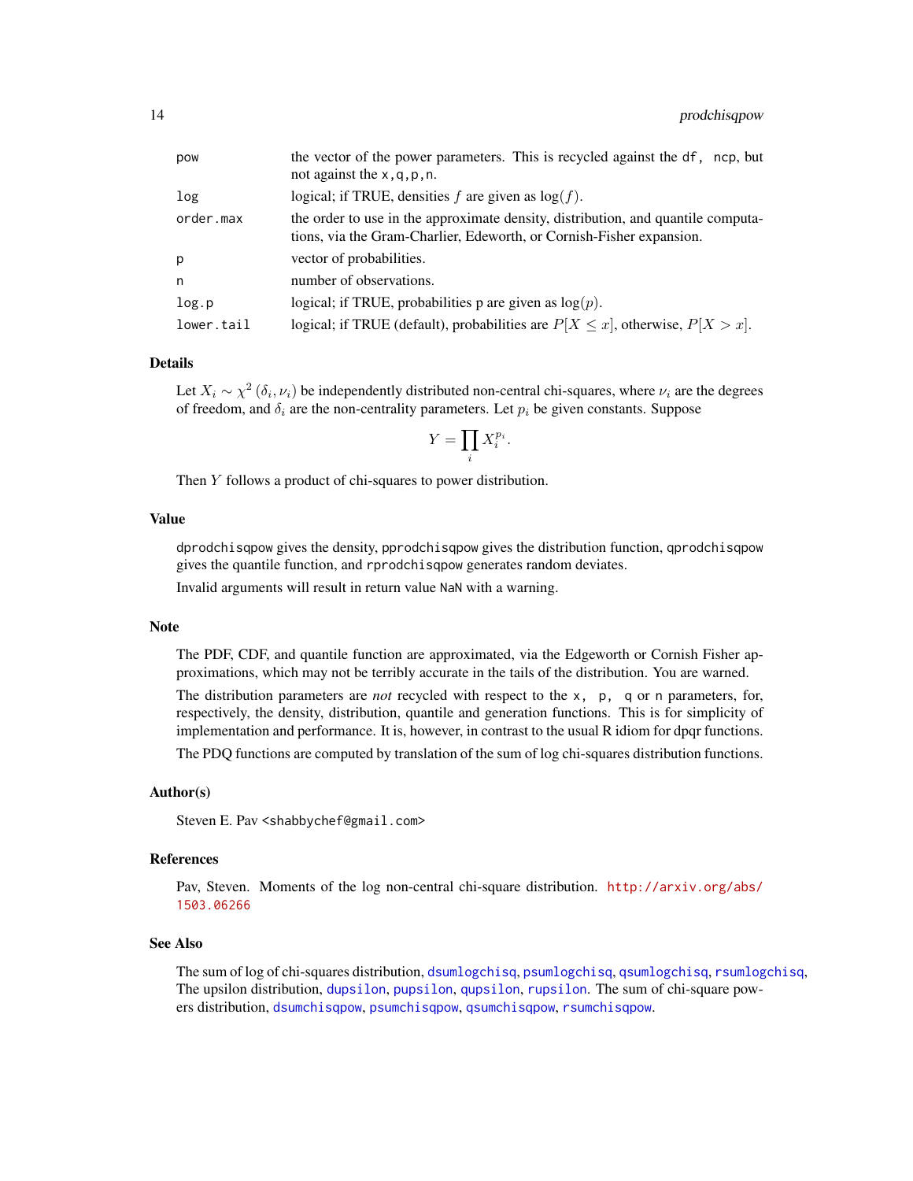| | |
|---|---|
| `pow` | the vector of the power parameters. This is recycled against the `df, ncp`, but not against the `x,q,p,n`. |
| `log` | logical; if TRUE, densities $f$ are given as $\log(f)$. |
| `order.max` | the order to use in the approximate density, distribution, and quantile computations, via the Gram-Charlier, Edeworth, or Cornish-Fisher expansion. |
| `p` | vector of probabilities. |
| `n` | number of observations. |
| `log.p` | logical; if TRUE, probabilities p are given as $\log(p)$. |
| `lower.tail` | logical; if TRUE (default), probabilities are $P[X \le x]$, otherwise, $P[X > x]$. |

## Details

Let $X_i \sim \chi^2(\delta_i, \nu_i)$ be independently distributed non-central chi-squares, where $\nu_i$ are the degrees of freedom, and $\delta_i$ are the non-centrality parameters. Let $p_i$ be given constants. Suppose

$$Y = \prod_i X_i^{p_i}.$$

Then $Y$ follows a product of chi-squares to power distribution.

## Value

`dprodchisqpow` gives the density, `pprodchisqpow` gives the distribution function, `qprodchisqpow` gives the quantile function, and `rprodchisqpow` generates random deviates.

Invalid arguments will result in return value `NaN` with a warning.

## Note

The PDF, CDF, and quantile function are approximated, via the Edgeworth or Cornish Fisher approximations, which may not be terribly accurate in the tails of the distribution. You are warned.

The distribution parameters are *not* recycled with respect to the `x, p, q` or `n` parameters, for, respectively, the density, distribution, quantile and generation functions. This is for simplicity of implementation and performance. It is, however, in contrast to the usual R idiom for dpqr functions.

The PDQ functions are computed by translation of the sum of log chi-squares distribution functions.

## Author(s)

Steven E. Pav <shabbychef@gmail.com>

## References

Pav, Steven. Moments of the log non-central chi-square distribution. http://arxiv.org/abs/1503.06266

## See Also

The sum of log of chi-squares distribution, `dsumlogchisq`, `psumlogchisq`, `qsumlogchisq`, `rsumlogchisq`, The upsilon distribution, `dupsilon`, `pupsilon`, `qupsilon`, `rupsilon`. The sum of chi-square powers distribution, `dsumchisqpow`, `psumchisqpow`, `qsumchisqpow`, `rsumchisqpow`.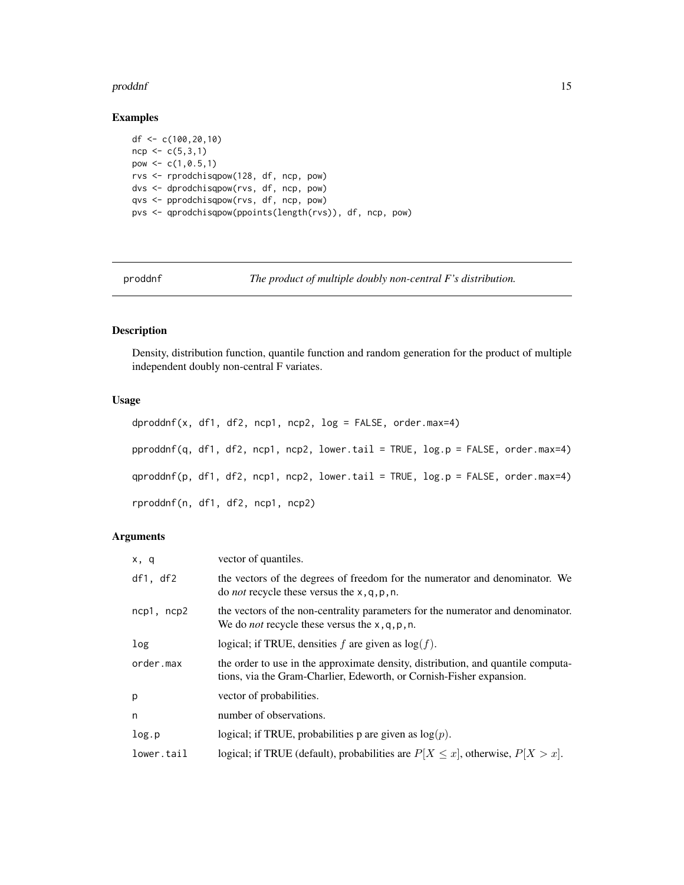## Examples

```
df <- c(100,20,10)
ncp <- c(5,3,1)
pow <- c(1,0.5,1)
rvs <- rprodchisqpow(128, df, ncp, pow)
dvs <- dprodchisqpow(rvs, df, ncp, pow)
qvs <- pprodchisqpow(rvs, df, ncp, pow)
pvs <- qprodchisqpow(ppoints(length(rvs)), df, ncp, pow)
```

---

# proddnf — *The product of multiple doubly non-central F's distribution.*

---

## Description

Density, distribution function, quantile function and random generation for the product of multiple independent doubly non-central F variates.

## Usage

```
dproddnf(x, df1, df2, ncp1, ncp2, log = FALSE, order.max=4)

pproddnf(q, df1, df2, ncp1, ncp2, lower.tail = TRUE, log.p = FALSE, order.max=4)

qproddnf(p, df1, df2, ncp1, ncp2, lower.tail = TRUE, log.p = FALSE, order.max=4)

rproddnf(n, df1, df2, ncp1, ncp2)
```

## Arguments

| | |
|---|---|
| `x, q` | vector of quantiles. |
| `df1, df2` | the vectors of the degrees of freedom for the numerator and denominator. We do *not* recycle these versus the `x,q,p,n`. |
| `ncp1, ncp2` | the vectors of the non-centrality parameters for the numerator and denominator. We do *not* recycle these versus the `x,q,p,n`. |
| `log` | logical; if TRUE, densities $f$ are given as $\log(f)$. |
| `order.max` | the order to use in the approximate density, distribution, and quantile computations, via the Gram-Charlier, Edeworth, or Cornish-Fisher expansion. |
| `p` | vector of probabilities. |
| `n` | number of observations. |
| `log.p` | logical; if TRUE, probabilities p are given as $\log(p)$. |
| `lower.tail` | logical; if TRUE (default), probabilities are $P[X \leq x]$, otherwise, $P[X > x]$. |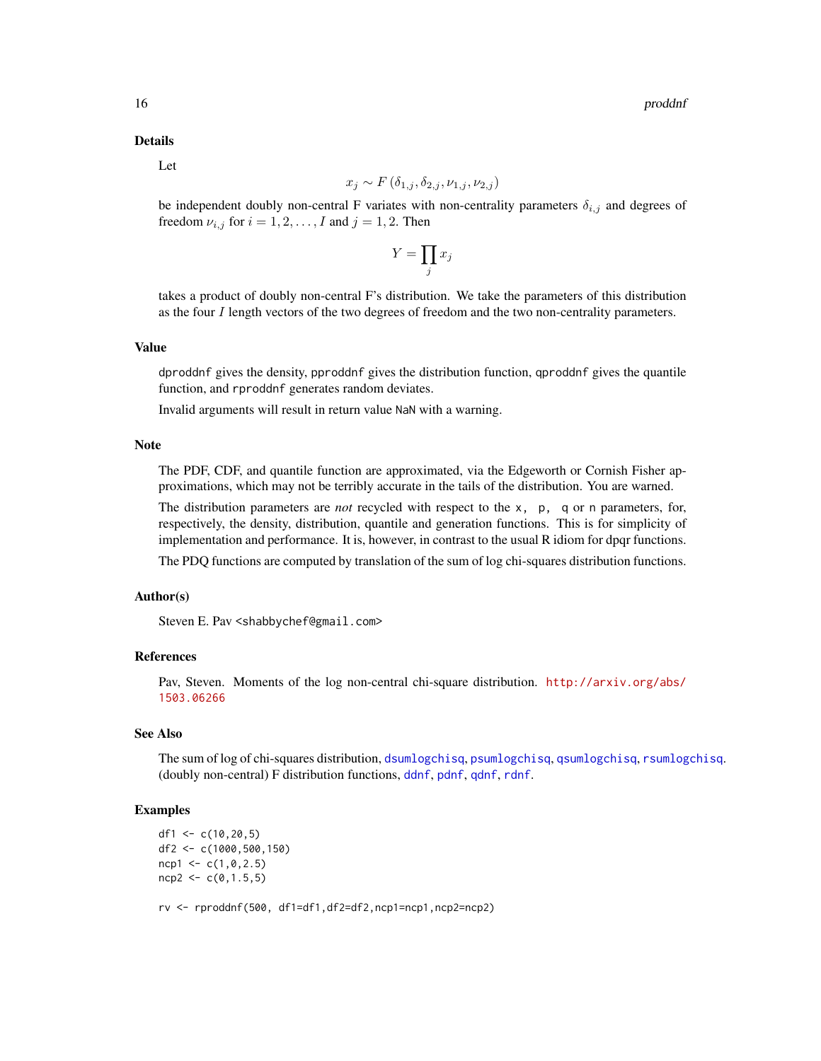## Details

Let

$$x_j \sim F(\delta_{1,j}, \delta_{2,j}, \nu_{1,j}, \nu_{2,j})$$

be independent doubly non-central F variates with non-centrality parameters $\delta_{i,j}$ and degrees of freedom $\nu_{i,j}$ for $i = 1, 2, \ldots, I$ and $j = 1, 2$. Then

$$Y = \prod_j x_j$$

takes a product of doubly non-central F's distribution. We take the parameters of this distribution as the four $I$ length vectors of the two degrees of freedom and the two non-centrality parameters.

## Value

`dproddnf` gives the density, `pproddnf` gives the distribution function, `qproddnf` gives the quantile function, and `rproddnf` generates random deviates.

Invalid arguments will result in return value `NaN` with a warning.

## Note

The PDF, CDF, and quantile function are approximated, via the Edgeworth or Cornish Fisher approximations, which may not be terribly accurate in the tails of the distribution. You are warned.

The distribution parameters are *not* recycled with respect to the `x, p, q` or `n` parameters, for, respectively, the density, distribution, quantile and generation functions. This is for simplicity of implementation and performance. It is, however, in contrast to the usual R idiom for dpqr functions.

The PDQ functions are computed by translation of the sum of log chi-squares distribution functions.

## Author(s)

Steven E. Pav <shabbychef@gmail.com>

## References

Pav, Steven. Moments of the log non-central chi-square distribution. http://arxiv.org/abs/1503.06266

## See Also

The sum of log of chi-squares distribution, `dsumlogchisq`, `psumlogchisq`, `qsumlogchisq`, `rsumlogchisq`. (doubly non-central) F distribution functions, `ddnf`, `pdnf`, `qdnf`, `rdnf`.

## Examples

```
df1 <- c(10,20,5)
df2 <- c(1000,500,150)
ncp1 <- c(1,0,2.5)
ncp2 <- c(0,1.5,5)

rv <- rproddnf(500, df1=df1,df2=df2,ncp1=ncp1,ncp2=ncp2)
```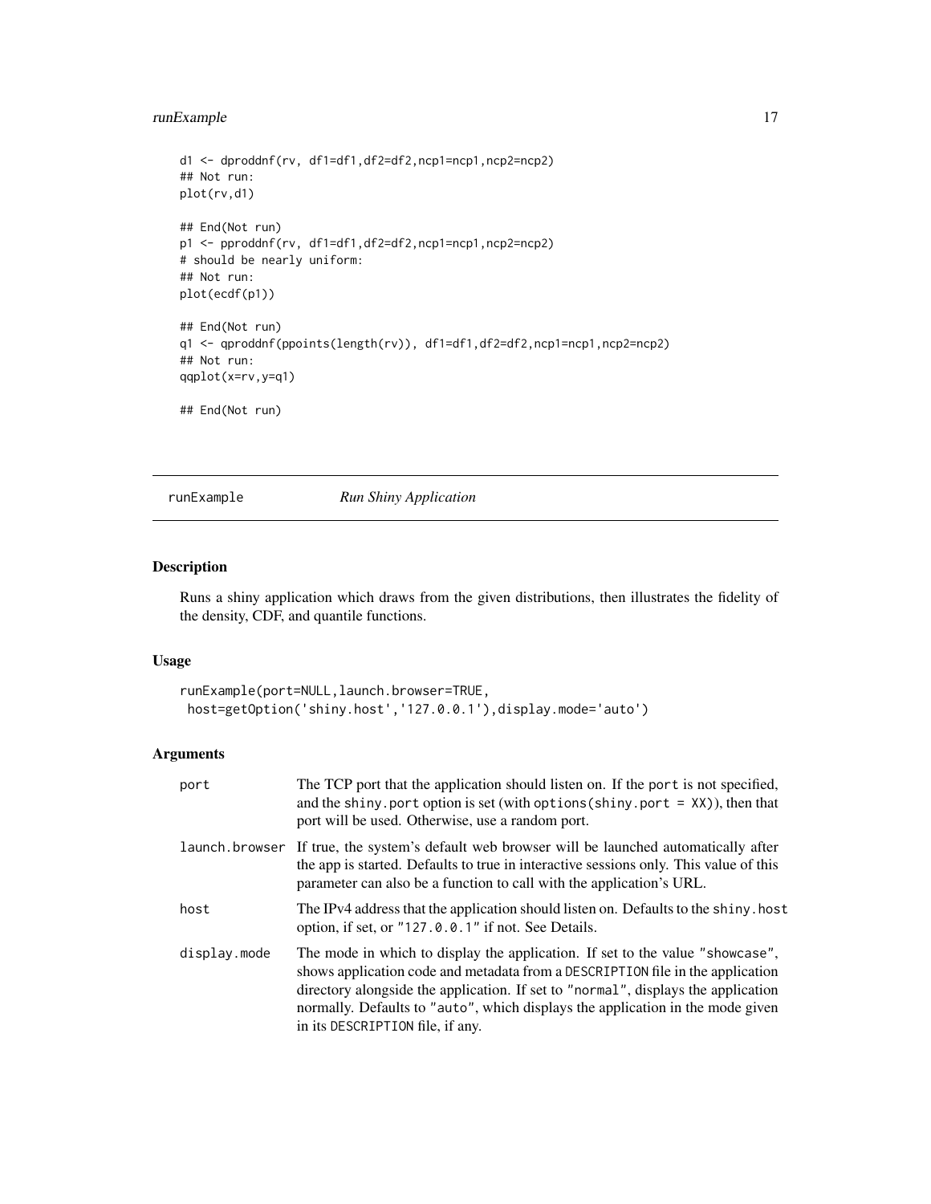```
d1 <- dproddnf(rv, df1=df1,df2=df2,ncp1=ncp1,ncp2=ncp2)
## Not run:
plot(rv,d1)

## End(Not run)
p1 <- pproddnf(rv, df1=df1,df2=df2,ncp1=ncp1,ncp2=ncp2)
# should be nearly uniform:
## Not run:
plot(ecdf(p1))

## End(Not run)
q1 <- qproddnf(ppoints(length(rv)), df1=df1,df2=df2,ncp1=ncp1,ncp2=ncp2)
## Not run:
qqplot(x=rv,y=q1)

## End(Not run)
```

---

## runExample — *Run Shiny Application*

### Description

Runs a shiny application which draws from the given distributions, then illustrates the fidelity of the density, CDF, and quantile functions.

### Usage

```
runExample(port=NULL,launch.browser=TRUE,
 host=getOption('shiny.host','127.0.0.1'),display.mode='auto')
```

### Arguments

| | |
|---|---|
| port | The TCP port that the application should listen on. If the `port` is not specified, and the `shiny.port` option is set (with `options(shiny.port = XX)`), then that port will be used. Otherwise, use a random port. |
| launch.browser | If true, the system's default web browser will be launched automatically after the app is started. Defaults to true in interactive sessions only. This value of this parameter can also be a function to call with the application's URL. |
| host | The IPv4 address that the application should listen on. Defaults to the `shiny.host` option, if set, or `"127.0.0.1"` if not. See Details. |
| display.mode | The mode in which to display the application. If set to the value `"showcase"`, shows application code and metadata from a `DESCRIPTION` file in the application directory alongside the application. If set to `"normal"`, displays the application normally. Defaults to `"auto"`, which displays the application in the mode given in its `DESCRIPTION` file, if any. |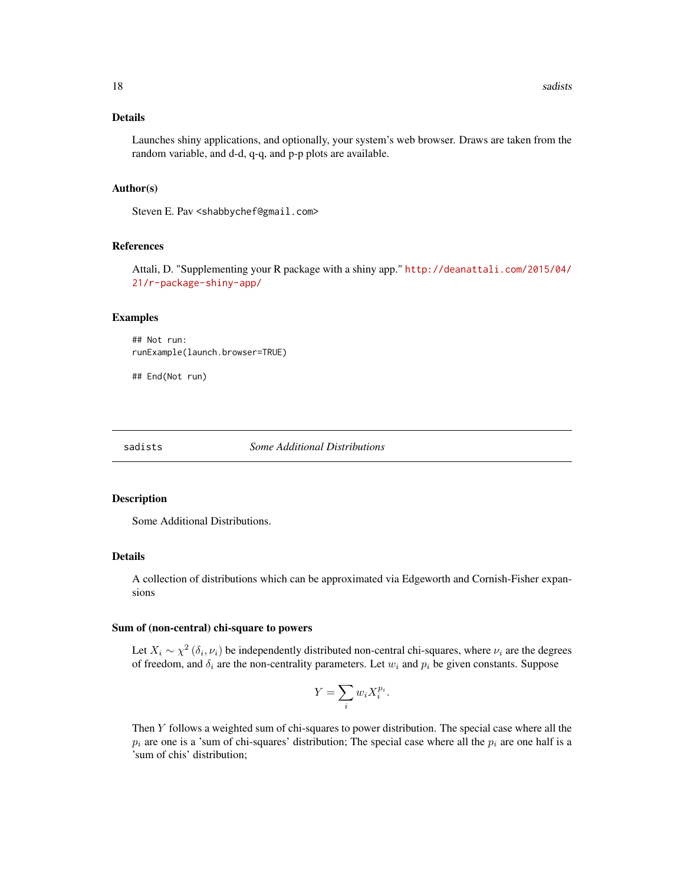### Details

Launches shiny applications, and optionally, your system's web browser. Draws are taken from the random variable, and d-d, q-q, and p-p plots are available.

### Author(s)

Steven E. Pav <shabbychef@gmail.com>

### References

Attali, D. "Supplementing your R package with a shiny app." http://deanattali.com/2015/04/21/r-package-shiny-app/

### Examples

```
## Not run:
runExample(launch.browser=TRUE)

## End(Not run)
```

---

## sadists — *Some Additional Distributions*

### Description

Some Additional Distributions.

### Details

A collection of distributions which can be approximated via Edgeworth and Cornish-Fisher expansions

### Sum of (non-central) chi-square to powers

Let $X_i \sim \chi^2(\delta_i, \nu_i)$ be independently distributed non-central chi-squares, where $\nu_i$ are the degrees of freedom, and $\delta_i$ are the non-centrality parameters. Let $w_i$ and $p_i$ be given constants. Suppose

$$Y = \sum_i w_i X_i^{p_i}.$$

Then $Y$ follows a weighted sum of chi-squares to power distribution. The special case where all the $p_i$ are one is a 'sum of chi-squares' distribution; The special case where all the $p_i$ are one half is a 'sum of chis' distribution;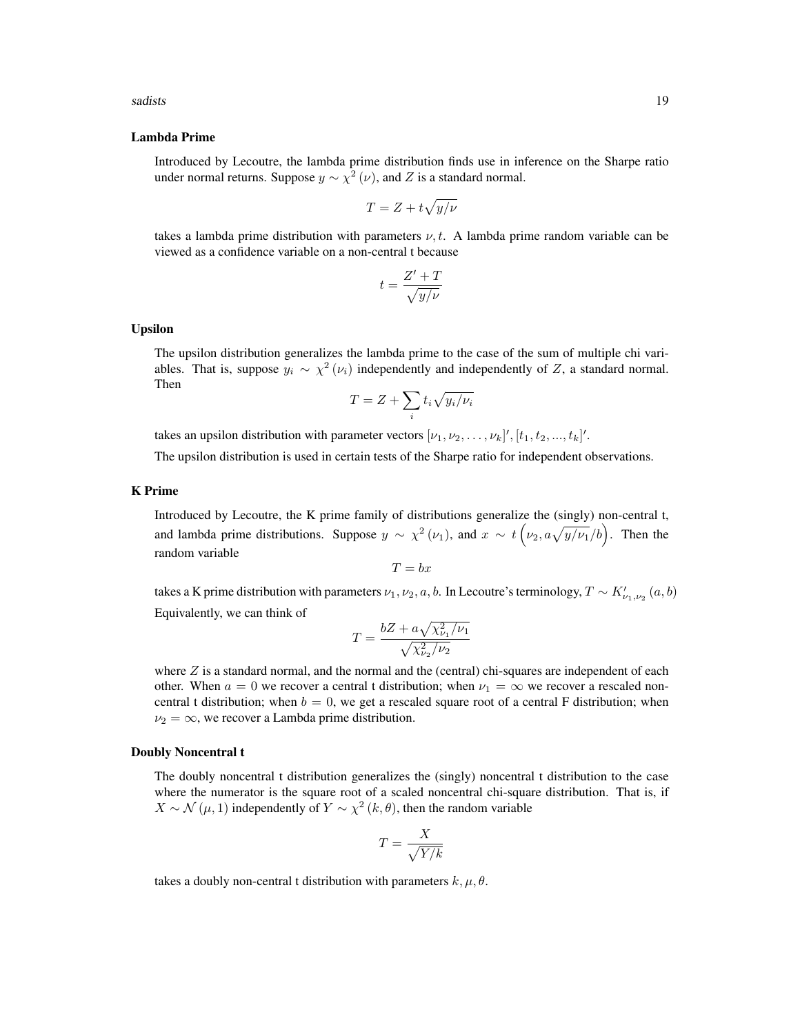### Lambda Prime

Introduced by Lecoutre, the lambda prime distribution finds use in inference on the Sharpe ratio under normal returns. Suppose $y \sim \chi^2(\nu)$, and $Z$ is a standard normal.

$$T = Z + t\sqrt{y/\nu}$$

takes a lambda prime distribution with parameters $\nu, t$. A lambda prime random variable can be viewed as a confidence variable on a non-central t because

$$t = \frac{Z' + T}{\sqrt{y/\nu}}$$

### Upsilon

The upsilon distribution generalizes the lambda prime to the case of the sum of multiple chi variables. That is, suppose $y_i \sim \chi^2(\nu_i)$ independently and independently of $Z$, a standard normal. Then

$$T = Z + \sum_i t_i \sqrt{y_i/\nu_i}$$

takes an upsilon distribution with parameter vectors $[\nu_1, \nu_2, \ldots, \nu_k]', [t_1, t_2, ..., t_k]'$.

The upsilon distribution is used in certain tests of the Sharpe ratio for independent observations.

### K Prime

Introduced by Lecoutre, the K prime family of distributions generalize the (singly) non-central t, and lambda prime distributions. Suppose $y \sim \chi^2(\nu_1)$, and $x \sim t\left(\nu_2, a\sqrt{y/\nu_1}/b\right)$. Then the random variable

$$T = bx$$

takes a K prime distribution with parameters $\nu_1, \nu_2, a, b$. In Lecoutre's terminology, $T \sim K'_{\nu_1,\nu_2}(a, b)$

Equivalently, we can think of

$$T = \frac{bZ + a\sqrt{\chi^2_{\nu_1}/\nu_1}}{\sqrt{\chi^2_{\nu_2}/\nu_2}}$$

where $Z$ is a standard normal, and the normal and the (central) chi-squares are independent of each other. When $a = 0$ we recover a central t distribution; when $\nu_1 = \infty$ we recover a rescaled non-central t distribution; when $b = 0$, we get a rescaled square root of a central F distribution; when $\nu_2 = \infty$, we recover a Lambda prime distribution.

### Doubly Noncentral t

The doubly noncentral t distribution generalizes the (singly) noncentral t distribution to the case where the numerator is the square root of a scaled noncentral chi-square distribution. That is, if $X \sim \mathcal{N}(\mu, 1)$ independently of $Y \sim \chi^2(k, \theta)$, then the random variable

$$T = \frac{X}{\sqrt{Y/k}}$$

takes a doubly non-central t distribution with parameters $k, \mu, \theta$.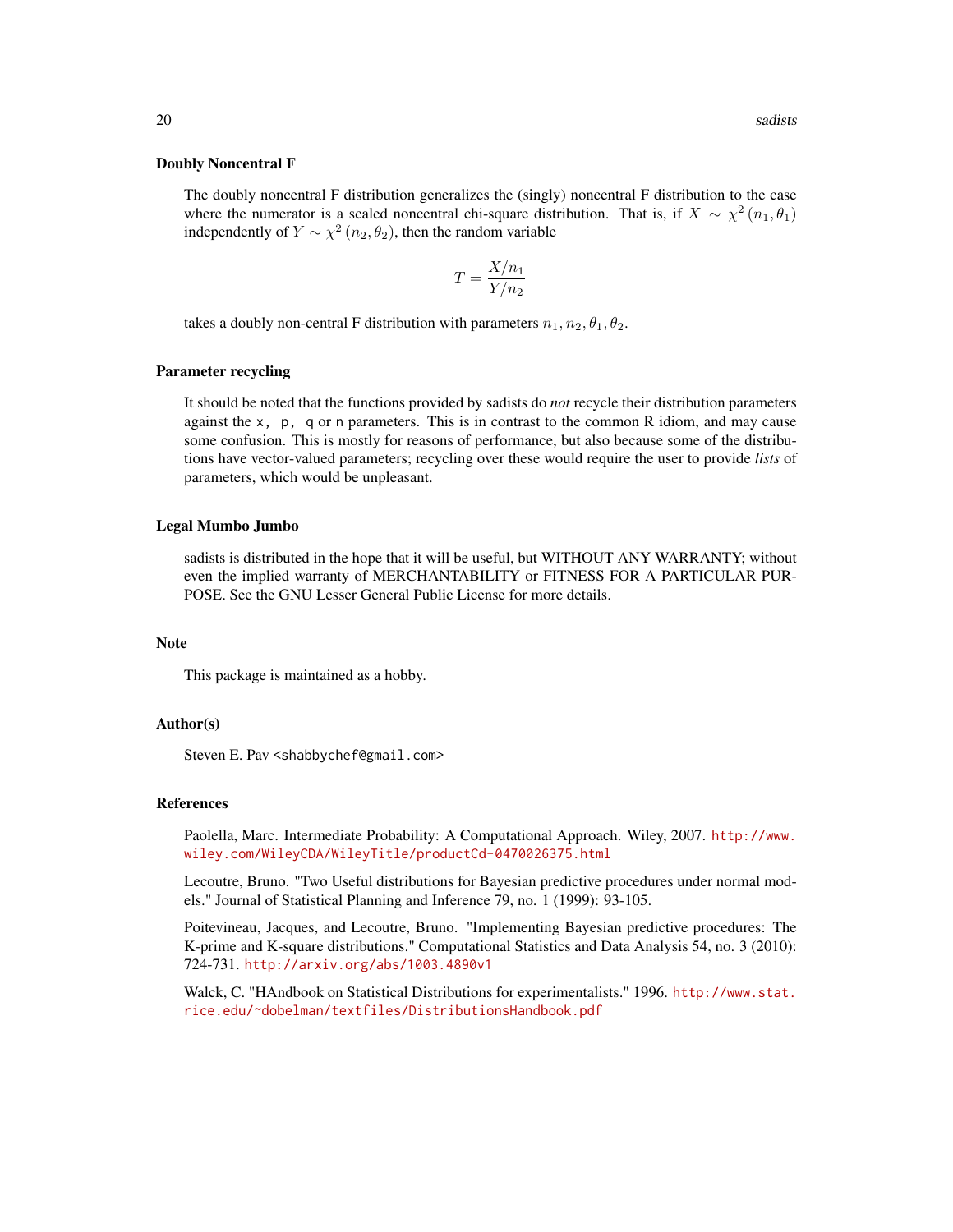### Doubly Noncentral F

The doubly noncentral F distribution generalizes the (singly) noncentral F distribution to the case where the numerator is a scaled noncentral chi-square distribution. That is, if $X \sim \chi^2(n_1, \theta_1)$ independently of $Y \sim \chi^2(n_2, \theta_2)$, then the random variable

$$T = \frac{X/n_1}{Y/n_2}$$

takes a doubly non-central F distribution with parameters $n_1, n_2, \theta_1, \theta_2$.

### Parameter recycling

It should be noted that the functions provided by sadists do *not* recycle their distribution parameters against the `x, p, q` or `n` parameters. This is in contrast to the common R idiom, and may cause some confusion. This is mostly for reasons of performance, but also because some of the distributions have vector-valued parameters; recycling over these would require the user to provide *lists* of parameters, which would be unpleasant.

### Legal Mumbo Jumbo

sadists is distributed in the hope that it will be useful, but WITHOUT ANY WARRANTY; without even the implied warranty of MERCHANTABILITY or FITNESS FOR A PARTICULAR PURPOSE. See the GNU Lesser General Public License for more details.

### Note

This package is maintained as a hobby.

### Author(s)

Steven E. Pav <shabbychef@gmail.com>

### References

Paolella, Marc. Intermediate Probability: A Computational Approach. Wiley, 2007. http://www.wiley.com/WileyCDA/WileyTitle/productCd-0470026375.html

Lecoutre, Bruno. "Two Useful distributions for Bayesian predictive procedures under normal models." Journal of Statistical Planning and Inference 79, no. 1 (1999): 93-105.

Poitevineau, Jacques, and Lecoutre, Bruno. "Implementing Bayesian predictive procedures: The K-prime and K-square distributions." Computational Statistics and Data Analysis 54, no. 3 (2010): 724-731. http://arxiv.org/abs/1003.4890v1

Walck, C. "HAndbook on Statistical Distributions for experimentalists." 1996. http://www.stat.rice.edu/~dobelman/textfiles/DistributionsHandbook.pdf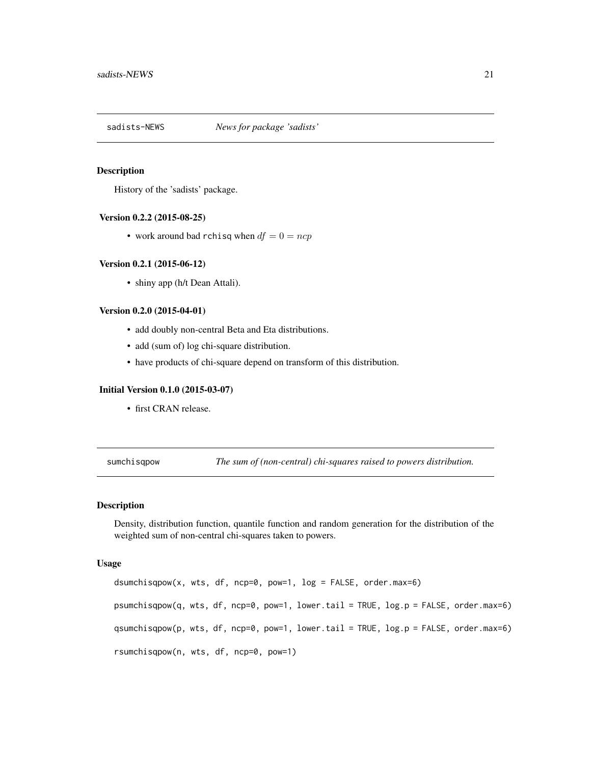## sadists-NEWS *News for package 'sadists'*

### Description

History of the 'sadists' package.

#### Version 0.2.2 (2015-08-25)

- work around bad `rchisq` when $df = 0 = ncp$

#### Version 0.2.1 (2015-06-12)

- shiny app (h/t Dean Attali).

#### Version 0.2.0 (2015-04-01)

- add doubly non-central Beta and Eta distributions.
- add (sum of) log chi-square distribution.
- have products of chi-square depend on transform of this distribution.

#### Initial Version 0.1.0 (2015-03-07)

- first CRAN release.

## sumchisqpow *The sum of (non-central) chi-squares raised to powers distribution.*

### Description

Density, distribution function, quantile function and random generation for the distribution of the weighted sum of non-central chi-squares taken to powers.

### Usage

```
dsumchisqpow(x, wts, df, ncp=0, pow=1, log = FALSE, order.max=6)

psumchisqpow(q, wts, df, ncp=0, pow=1, lower.tail = TRUE, log.p = FALSE, order.max=6)

qsumchisqpow(p, wts, df, ncp=0, pow=1, lower.tail = TRUE, log.p = FALSE, order.max=6)

rsumchisqpow(n, wts, df, ncp=0, pow=1)
```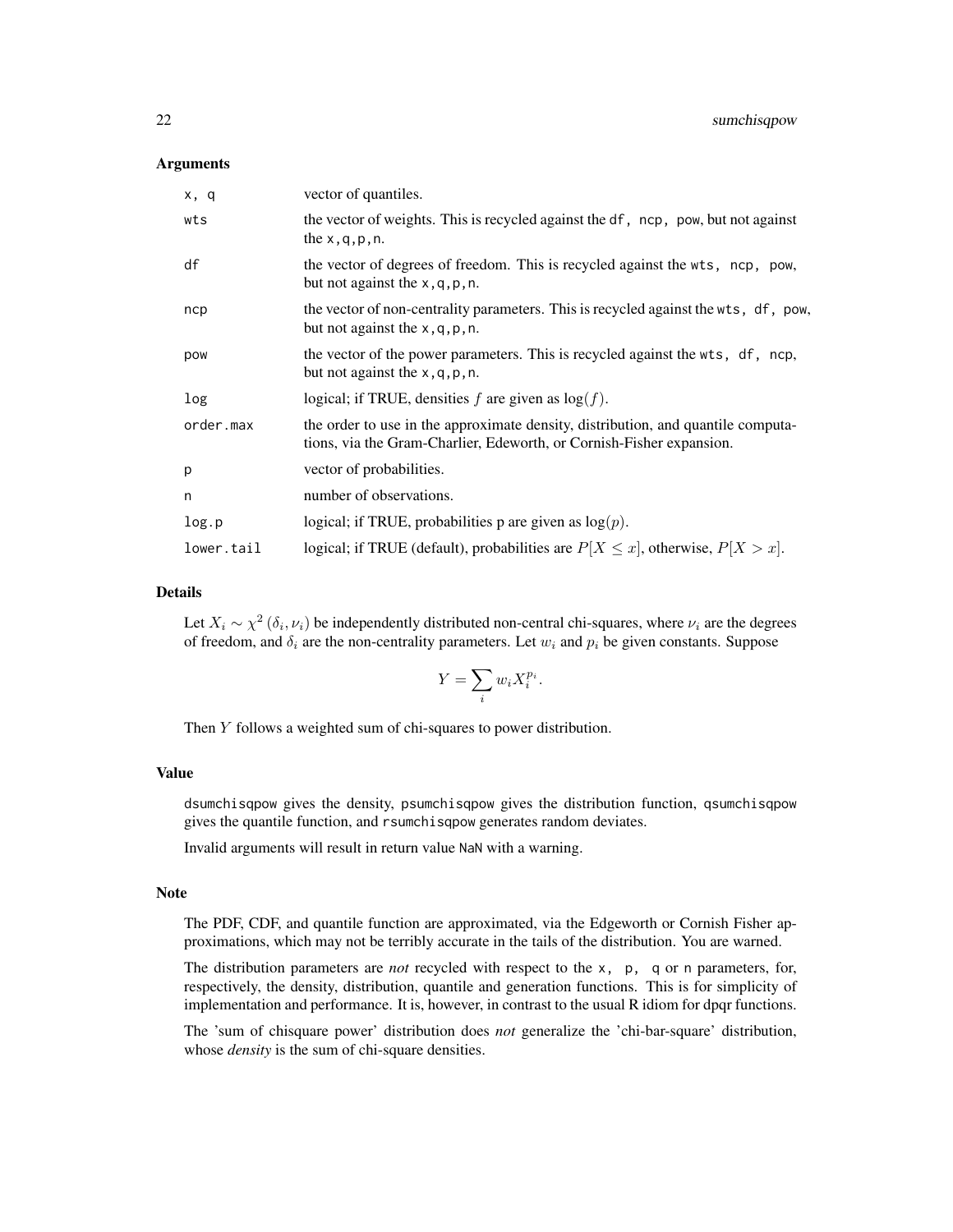### Arguments

| | |
|---|---|
| x, q | vector of quantiles. |
| wts | the vector of weights. This is recycled against the df, ncp, pow, but not against the x,q,p,n. |
| df | the vector of degrees of freedom. This is recycled against the wts, ncp, pow, but not against the x,q,p,n. |
| ncp | the vector of non-centrality parameters. This is recycled against the wts, df, pow, but not against the x,q,p,n. |
| pow | the vector of the power parameters. This is recycled against the wts, df, ncp, but not against the x,q,p,n. |
| log | logical; if TRUE, densities $f$ are given as $\log(f)$. |
| order.max | the order to use in the approximate density, distribution, and quantile computations, via the Gram-Charlier, Edeworth, or Cornish-Fisher expansion. |
| p | vector of probabilities. |
| n | number of observations. |
| log.p | logical; if TRUE, probabilities p are given as $\log(p)$. |
| lower.tail | logical; if TRUE (default), probabilities are $P[X \le x]$, otherwise, $P[X > x]$. |

### Details

Let $X_i \sim \chi^2(\delta_i, \nu_i)$ be independently distributed non-central chi-squares, where $\nu_i$ are the degrees of freedom, and $\delta_i$ are the non-centrality parameters. Let $w_i$ and $p_i$ be given constants. Suppose

$$Y = \sum_i w_i X_i^{p_i}.$$

Then $Y$ follows a weighted sum of chi-squares to power distribution.

### Value

dsumchisqpow gives the density, psumchisqpow gives the distribution function, qsumchisqpow gives the quantile function, and rsumchisqpow generates random deviates.

Invalid arguments will result in return value NaN with a warning.

### Note

The PDF, CDF, and quantile function are approximated, via the Edgeworth or Cornish Fisher approximations, which may not be terribly accurate in the tails of the distribution. You are warned.

The distribution parameters are *not* recycled with respect to the x, p, q or n parameters, for, respectively, the density, distribution, quantile and generation functions. This is for simplicity of implementation and performance. It is, however, in contrast to the usual R idiom for dpqr functions.

The 'sum of chisquare power' distribution does *not* generalize the 'chi-bar-square' distribution, whose *density* is the sum of chi-square densities.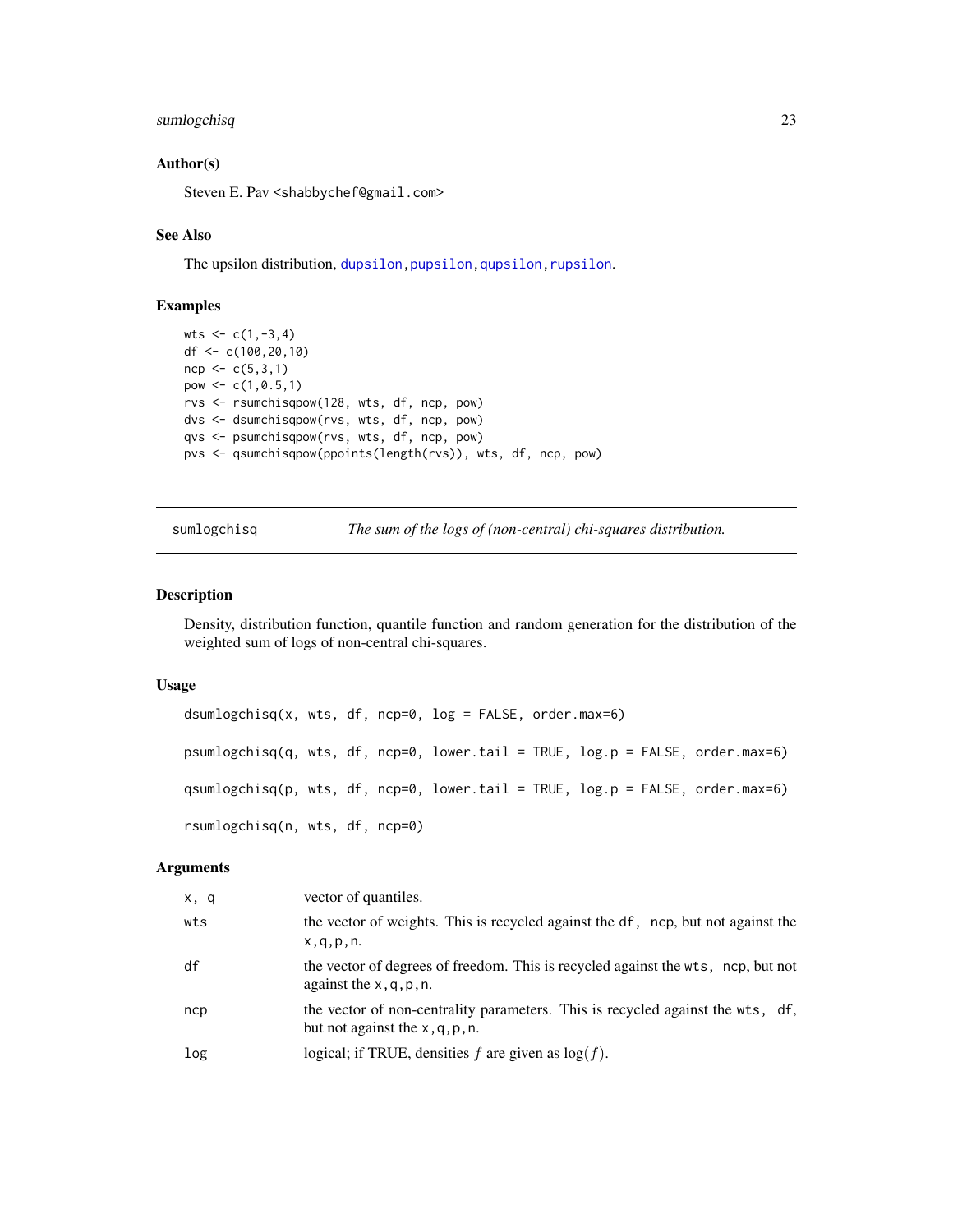## Author(s)

Steven E. Pav <shabbychef@gmail.com>

## See Also

The upsilon distribution, dupsilon, pupsilon, qupsilon, rupsilon.

## Examples

```
wts <- c(1,-3,4)
df <- c(100,20,10)
ncp <- c(5,3,1)
pow <- c(1,0.5,1)
rvs <- rsumchisqpow(128, wts, df, ncp, pow)
dvs <- dsumchisqpow(rvs, wts, df, ncp, pow)
qvs <- psumchisqpow(rvs, wts, df, ncp, pow)
pvs <- qsumchisqpow(ppoints(length(rvs)), wts, df, ncp, pow)
```

---

# sumlogchisq — *The sum of the logs of (non-central) chi-squares distribution.*

---

## Description

Density, distribution function, quantile function and random generation for the distribution of the weighted sum of logs of non-central chi-squares.

## Usage

```
dsumlogchisq(x, wts, df, ncp=0, log = FALSE, order.max=6)

psumlogchisq(q, wts, df, ncp=0, lower.tail = TRUE, log.p = FALSE, order.max=6)

qsumlogchisq(p, wts, df, ncp=0, lower.tail = TRUE, log.p = FALSE, order.max=6)

rsumlogchisq(n, wts, df, ncp=0)
```

## Arguments

| | |
|---|---|
| x, q | vector of quantiles. |
| wts | the vector of weights. This is recycled against the df, ncp, but not against the x,q,p,n. |
| df | the vector of degrees of freedom. This is recycled against the wts, ncp, but not against the x,q,p,n. |
| ncp | the vector of non-centrality parameters. This is recycled against the wts, df, but not against the x,q,p,n. |
| log | logical; if TRUE, densities $f$ are given as $\log(f)$. |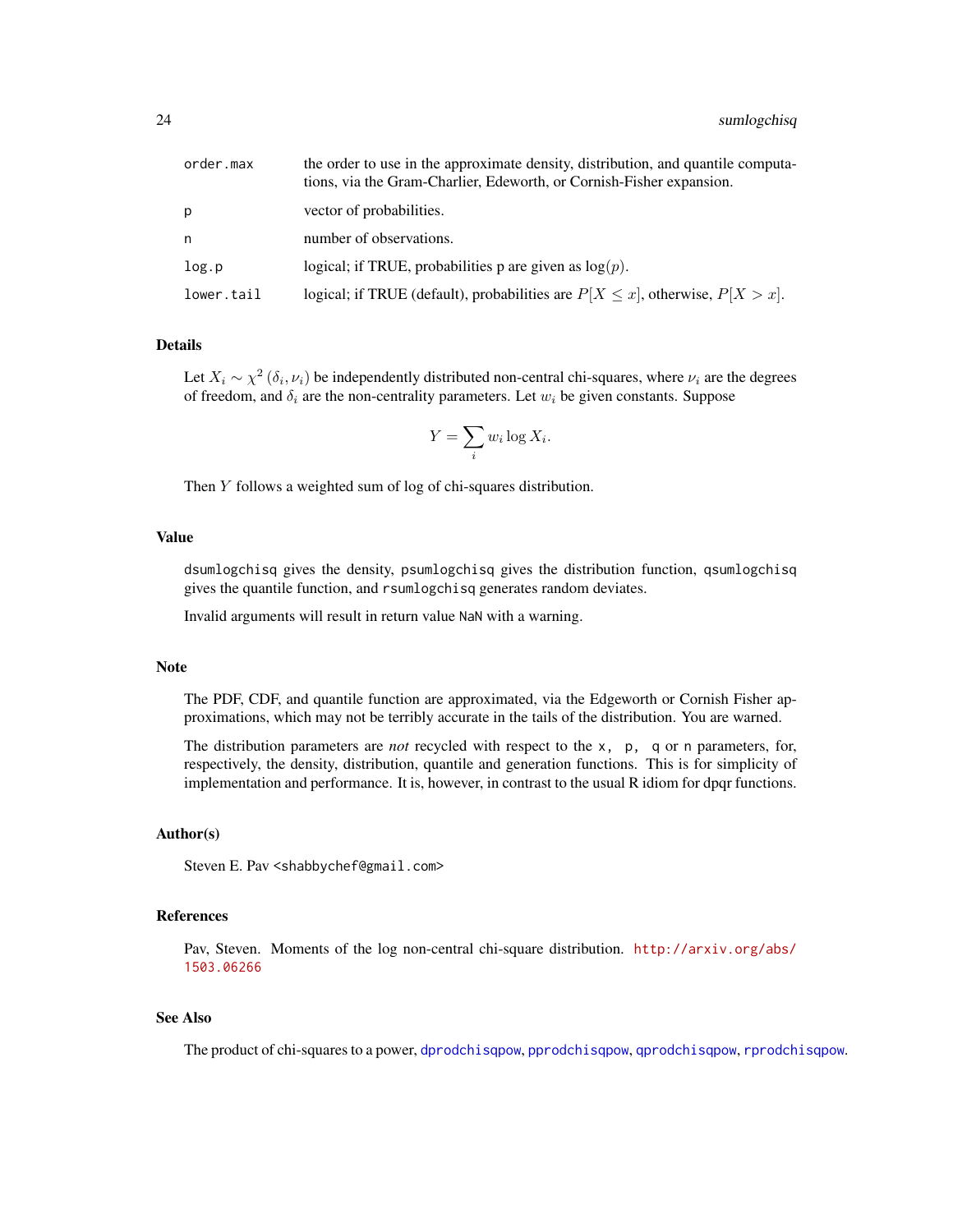| | |
|---|---|
| order.max | the order to use in the approximate density, distribution, and quantile computations, via the Gram-Charlier, Edeworth, or Cornish-Fisher expansion. |
| p | vector of probabilities. |
| n | number of observations. |
| log.p | logical; if TRUE, probabilities p are given as $\log(p)$. |
| lower.tail | logical; if TRUE (default), probabilities are $P[X \le x]$, otherwise, $P[X > x]$. |

## Details

Let $X_i \sim \chi^2(\delta_i, \nu_i)$ be independently distributed non-central chi-squares, where $\nu_i$ are the degrees of freedom, and $\delta_i$ are the non-centrality parameters. Let $w_i$ be given constants. Suppose

$$Y = \sum_i w_i \log X_i.$$

Then $Y$ follows a weighted sum of log of chi-squares distribution.

## Value

dsumlogchisq gives the density, psumlogchisq gives the distribution function, qsumlogchisq gives the quantile function, and rsumlogchisq generates random deviates.

Invalid arguments will result in return value NaN with a warning.

## Note

The PDF, CDF, and quantile function are approximated, via the Edgeworth or Cornish Fisher approximations, which may not be terribly accurate in the tails of the distribution. You are warned.

The distribution parameters are *not* recycled with respect to the x, p, q or n parameters, for, respectively, the density, distribution, quantile and generation functions. This is for simplicity of implementation and performance. It is, however, in contrast to the usual R idiom for dpqr functions.

## Author(s)

Steven E. Pav <shabbychef@gmail.com>

## References

Pav, Steven. Moments of the log non-central chi-square distribution. http://arxiv.org/abs/1503.06266

## See Also

The product of chi-squares to a power, dprodchisqpow, pprodchisqpow, qprodchisqpow, rprodchisqpow.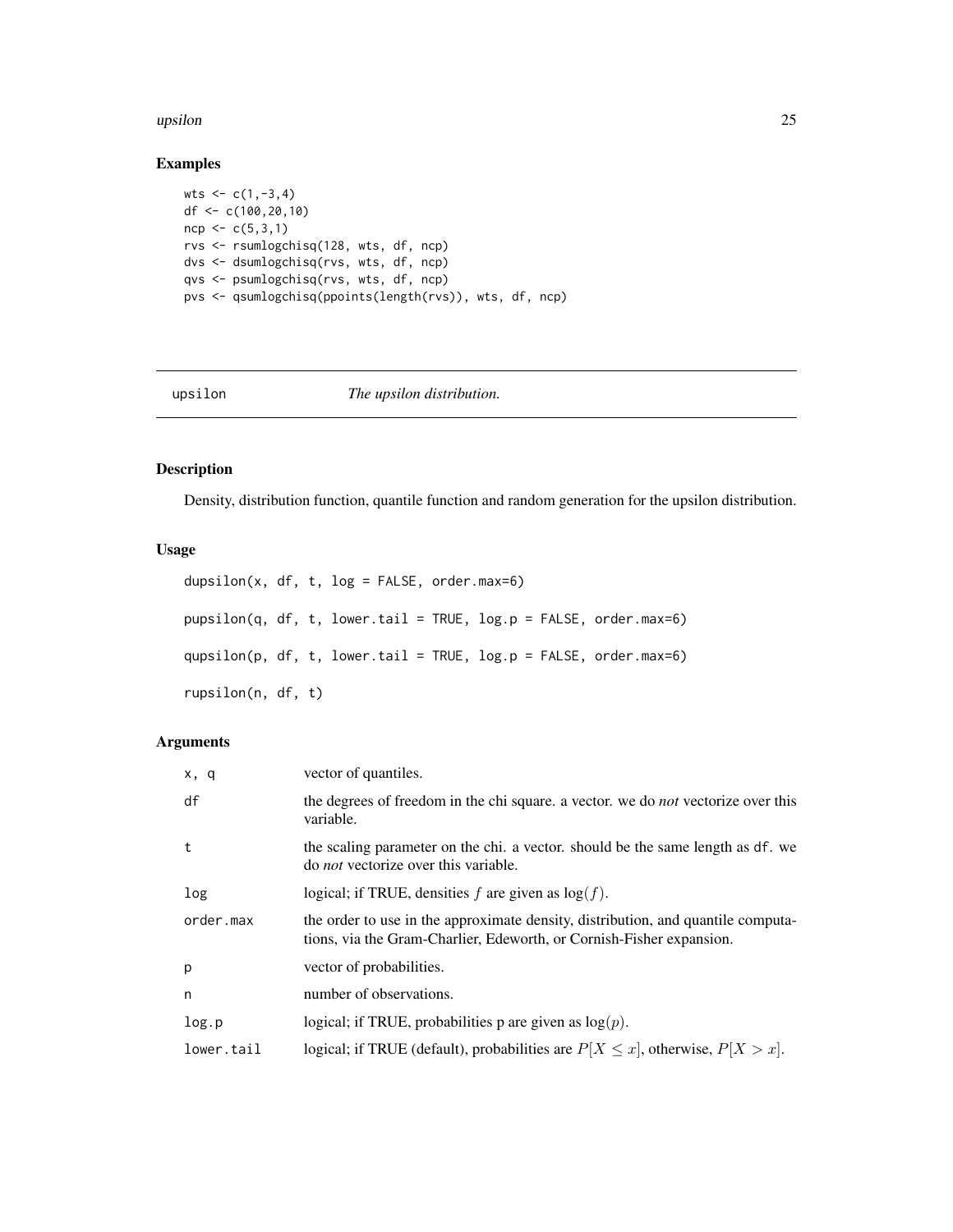## Examples

```
wts <- c(1,-3,4)
df <- c(100,20,10)
ncp <- c(5,3,1)
rvs <- rsumlogchisq(128, wts, df, ncp)
dvs <- dsumlogchisq(rvs, wts, df, ncp)
qvs <- psumlogchisq(rvs, wts, df, ncp)
pvs <- qsumlogchisq(ppoints(length(rvs)), wts, df, ncp)
```

---

# upsilon *The upsilon distribution.*

---

## Description

Density, distribution function, quantile function and random generation for the upsilon distribution.

## Usage

```
dupsilon(x, df, t, log = FALSE, order.max=6)

pupsilon(q, df, t, lower.tail = TRUE, log.p = FALSE, order.max=6)

qupsilon(p, df, t, lower.tail = TRUE, log.p = FALSE, order.max=6)

rupsilon(n, df, t)
```

## Arguments

| | |
|---|---|
| x, q | vector of quantiles. |
| df | the degrees of freedom in the chi square. a vector. we do *not* vectorize over this variable. |
| t | the scaling parameter on the chi. a vector. should be the same length as df. we do *not* vectorize over this variable. |
| log | logical; if TRUE, densities $f$ are given as $\log(f)$. |
| order.max | the order to use in the approximate density, distribution, and quantile computations, via the Gram-Charlier, Edeworth, or Cornish-Fisher expansion. |
| p | vector of probabilities. |
| n | number of observations. |
| log.p | logical; if TRUE, probabilities p are given as $\log(p)$. |
| lower.tail | logical; if TRUE (default), probabilities are $P[X \le x]$, otherwise, $P[X > x]$. |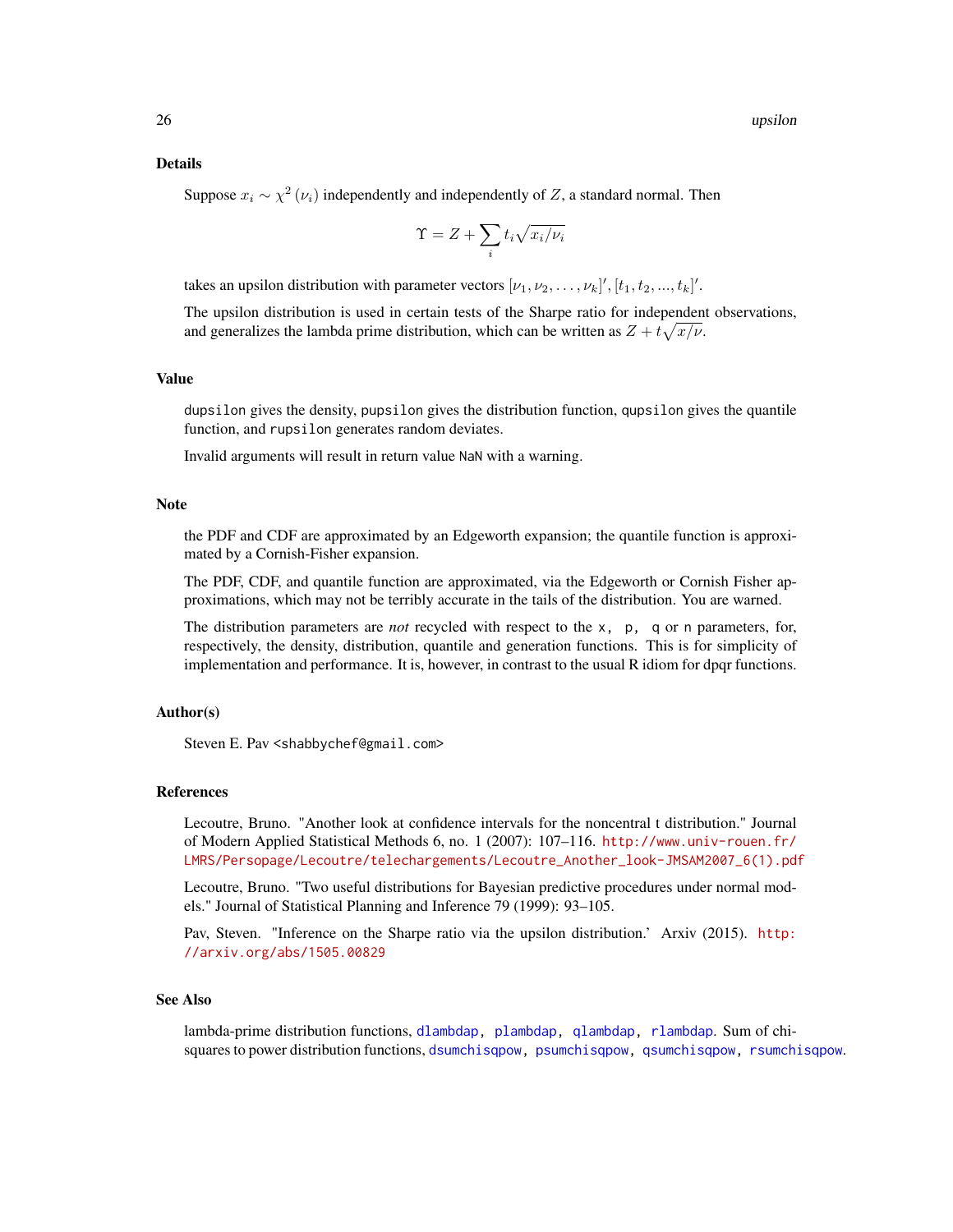### Details

Suppose $x_i \sim \chi^2(\nu_i)$ independently and independently of $Z$, a standard normal. Then

$$\Upsilon = Z + \sum_i t_i \sqrt{x_i/\nu_i}$$

takes an upsilon distribution with parameter vectors $[\nu_1, \nu_2, \ldots, \nu_k]', [t_1, t_2, ..., t_k]'$.

The upsilon distribution is used in certain tests of the Sharpe ratio for independent observations, and generalizes the lambda prime distribution, which can be written as $Z + t\sqrt{x/\nu}$.

### Value

`dupsilon` gives the density, `pupsilon` gives the distribution function, `qupsilon` gives the quantile function, and `rupsilon` generates random deviates.

Invalid arguments will result in return value `NaN` with a warning.

### Note

the PDF and CDF are approximated by an Edgeworth expansion; the quantile function is approximated by a Cornish-Fisher expansion.

The PDF, CDF, and quantile function are approximated, via the Edgeworth or Cornish Fisher approximations, which may not be terribly accurate in the tails of the distribution. You are warned.

The distribution parameters are *not* recycled with respect to the `x, p, q` or `n` parameters, for, respectively, the density, distribution, quantile and generation functions. This is for simplicity of implementation and performance. It is, however, in contrast to the usual R idiom for dpqr functions.

### Author(s)

Steven E. Pav <shabbychef@gmail.com>

### References

Lecoutre, Bruno. "Another look at confidence intervals for the noncentral t distribution." Journal of Modern Applied Statistical Methods 6, no. 1 (2007): 107–116. http://www.univ-rouen.fr/LMRS/Persopage/Lecoutre/telechargements/Lecoutre_Another_look-JMSAM2007_6(1).pdf

Lecoutre, Bruno. "Two useful distributions for Bayesian predictive procedures under normal models." Journal of Statistical Planning and Inference 79 (1999): 93–105.

Pav, Steven. "Inference on the Sharpe ratio via the upsilon distribution.' Arxiv (2015). http://arxiv.org/abs/1505.00829

### See Also

lambda-prime distribution functions, `dlambdap, plambdap, qlambdap, rlambdap`. Sum of chi-squares to power distribution functions, `dsumchisqpow, psumchisqpow, qsumchisqpow, rsumchisqpow`.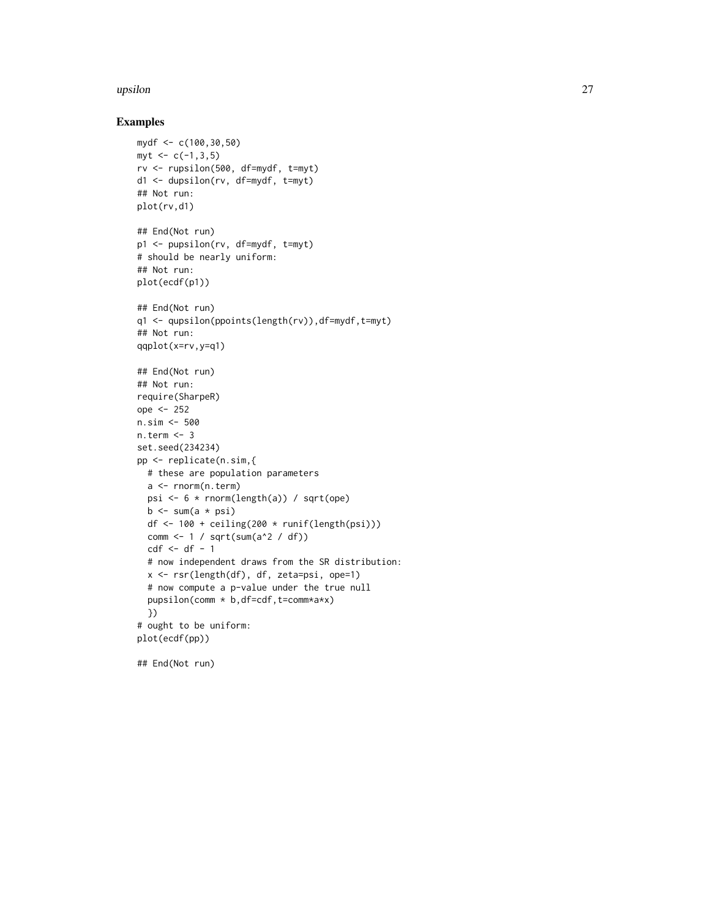## Examples

```
mydf <- c(100,30,50)
myt <- c(-1,3,5)
rv <- rupsilon(500, df=mydf, t=myt)
d1 <- dupsilon(rv, df=mydf, t=myt)
## Not run:
plot(rv,d1)

## End(Not run)
p1 <- pupsilon(rv, df=mydf, t=myt)
# should be nearly uniform:
## Not run:
plot(ecdf(p1))

## End(Not run)
q1 <- qupsilon(ppoints(length(rv)),df=mydf,t=myt)
## Not run:
qqplot(x=rv,y=q1)

## End(Not run)
## Not run:
require(SharpeR)
ope <- 252
n.sim <- 500
n.term <- 3
set.seed(234234)
pp <- replicate(n.sim,{
  # these are population parameters
  a <- rnorm(n.term)
  psi <- 6 * rnorm(length(a)) / sqrt(ope)
  b <- sum(a * psi)
  df <- 100 + ceiling(200 * runif(length(psi)))
  comm <- 1 / sqrt(sum(a^2 / df))
  cdf <- df - 1
  # now independent draws from the SR distribution:
  x <- rsr(length(df), df, zeta=psi, ope=1)
  # now compute a p-value under the true null
  pupsilon(comm * b,df=cdf,t=comm*a*x)
  })
# ought to be uniform:
plot(ecdf(pp))

## End(Not run)
```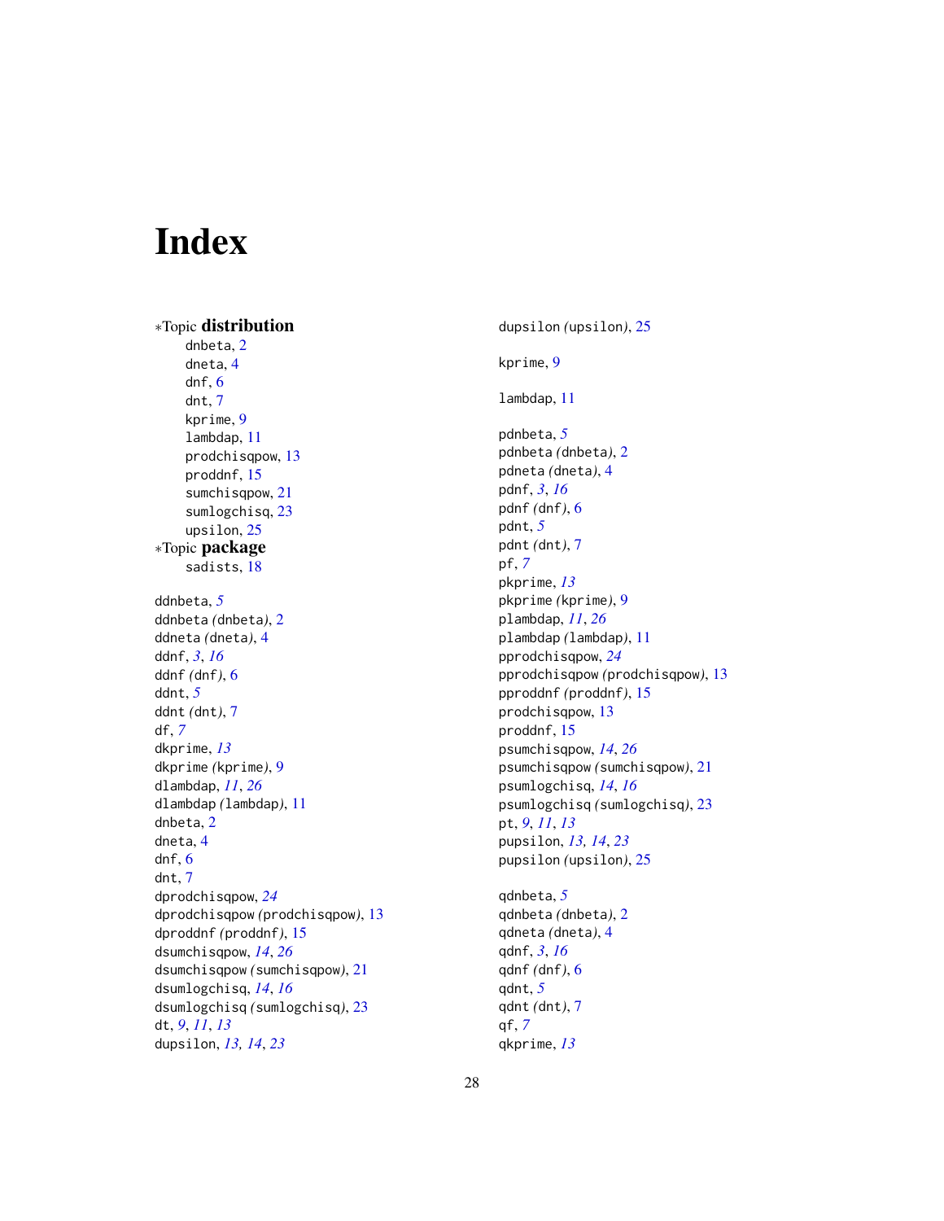# Index

∗Topic **distribution**
- dnbeta, 2
- dneta, 4
- dnf, 6
- dnt, 7
- kprime, 9
- lambdap, 11
- prodchisqpow, 13
- proddnf, 15
- sumchisqpow, 21
- sumlogchisq, 23
- upsilon, 25

∗Topic **package**
- sadists, 18

ddnbeta, *5*
ddnbeta *(*dnbeta*)*, 2
ddneta *(*dneta*)*, 4
ddnf, *3*, *16*
ddnf *(*dnf*)*, 6
ddnt, *5*
ddnt *(*dnt*)*, 7
df, *7*
dkprime, *13*
dkprime *(*kprime*)*, 9
dlambdap, *11*, *26*
dlambdap *(*lambdap*)*, 11
dnbeta, 2
dneta, 4
dnf, 6
dnt, 7
dprodchisqpow, *24*
dprodchisqpow *(*prodchisqpow*)*, 13
dproddnf *(*proddnf*)*, 15
dsumchisqpow, *14*, *26*
dsumchisqpow *(*sumchisqpow*)*, 21
dsumlogchisq, *14*, *16*
dsumlogchisq *(*sumlogchisq*)*, 23
dt, *9*, *11*, *13*
dupsilon, *13, 14*, *23*
dupsilon *(*upsilon*)*, 25

kprime, 9

lambdap, 11

pdnbeta, *5*
pdnbeta *(*dnbeta*)*, 2
pdneta *(*dneta*)*, 4
pdnf, *3*, *16*
pdnf *(*dnf*)*, 6
pdnt, *5*
pdnt *(*dnt*)*, 7
pf, *7*
pkprime, *13*
pkprime *(*kprime*)*, 9
plambdap, *11*, *26*
plambdap *(*lambdap*)*, 11
pprodchisqpow, *24*
pprodchisqpow *(*prodchisqpow*)*, 13
pproddnf *(*proddnf*)*, 15
prodchisqpow, 13
proddnf, 15
psumchisqpow, *14*, *26*
psumchisqpow *(*sumchisqpow*)*, 21
psumlogchisq, *14*, *16*
psumlogchisq *(*sumlogchisq*)*, 23
pt, *9*, *11*, *13*
pupsilon, *13, 14*, *23*
pupsilon *(*upsilon*)*, 25

qdnbeta, *5*
qdnbeta *(*dnbeta*)*, 2
qdneta *(*dneta*)*, 4
qdnf, *3*, *16*
qdnf *(*dnf*)*, 6
qdnt, *5*
qdnt *(*dnt*)*, 7
qf, *7*
qkprime, *13*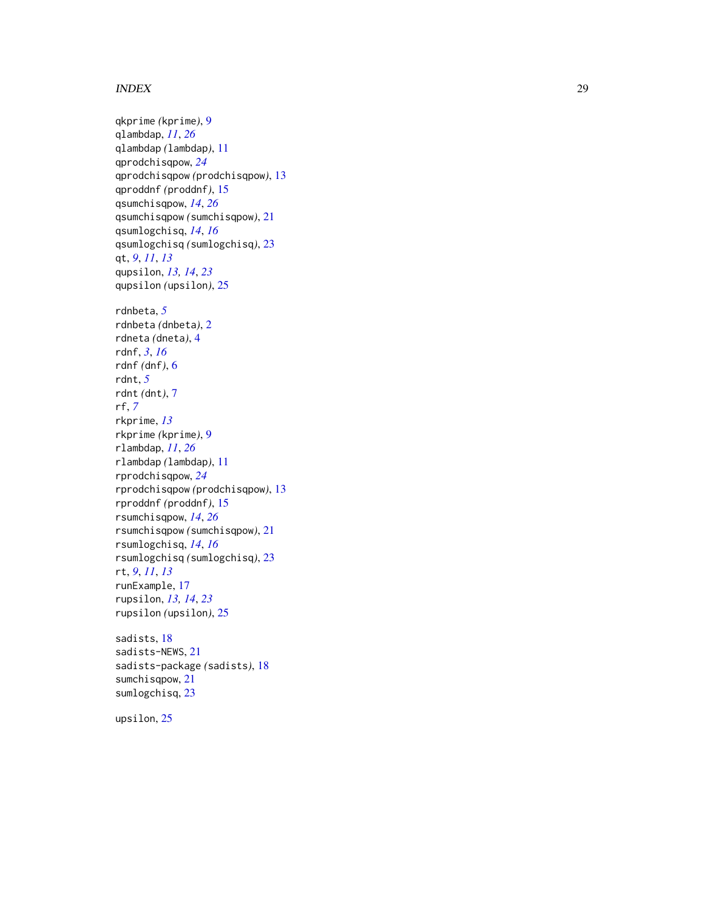qkprime *(*kprime*)*, 9
qlambdap, *11*, *26*
qlambdap *(*lambdap*)*, 11
qprodchisqpow, *24*
qprodchisqpow *(*prodchisqpow*)*, 13
qproddnf *(*proddnf*)*, 15
qsumchisqpow, *14*, *26*
qsumchisqpow *(*sumchisqpow*)*, 21
qsumlogchisq, *14*, *16*
qsumlogchisq *(*sumlogchisq*)*, 23
qt, *9*, *11*, *13*
qupsilon, *13, 14*, *23*
qupsilon *(*upsilon*)*, 25

rdnbeta, *5*
rdnbeta *(*dnbeta*)*, 2
rdneta *(*dneta*)*, 4
rdnf, *3*, *16*
rdnf *(*dnf*)*, 6
rdnt, *5*
rdnt *(*dnt*)*, 7
rf, *7*
rkprime, *13*
rkprime *(*kprime*)*, 9
rlambdap, *11*, *26*
rlambdap *(*lambdap*)*, 11
rprodchisqpow, *24*
rprodchisqpow *(*prodchisqpow*)*, 13
rproddnf *(*proddnf*)*, 15
rsumchisqpow, *14*, *26*
rsumchisqpow *(*sumchisqpow*)*, 21
rsumlogchisq, *14*, *16*
rsumlogchisq *(*sumlogchisq*)*, 23
rt, *9*, *11*, *13*
runExample, 17
rupsilon, *13, 14*, *23*
rupsilon *(*upsilon*)*, 25

sadists, 18
sadists-NEWS, 21
sadists-package *(*sadists*)*, 18
sumchisqpow, 21
sumlogchisq, 23

upsilon, 25